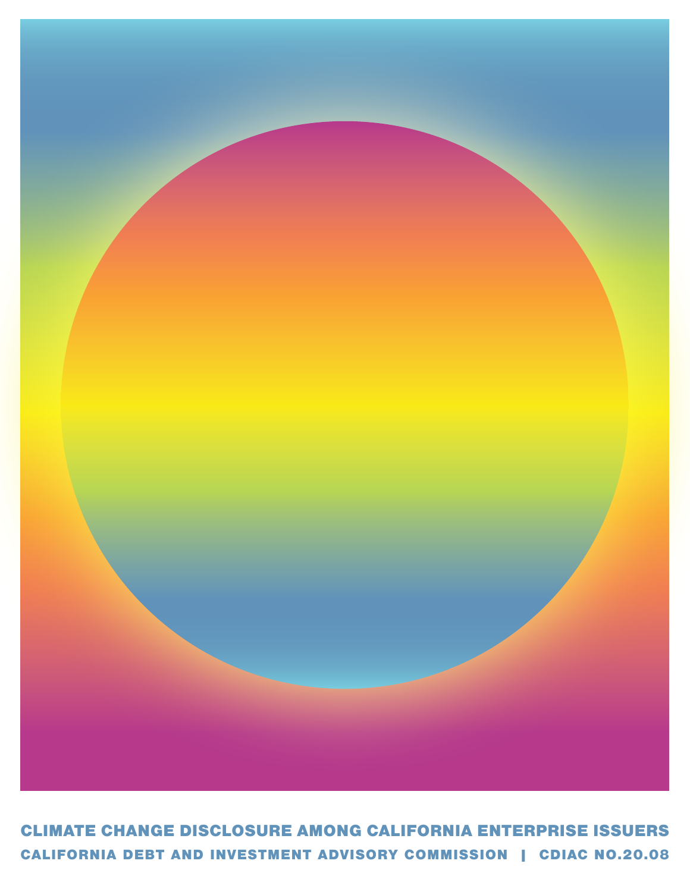# CLIMATE CHANGE DISCLOSURE AMONG CALIFORNIA ENTERPRISE ISSUERS

CALIFORNIA DEBT AND INVESTMENT ADVISORY COMMISSION | CDIAC NO.20.08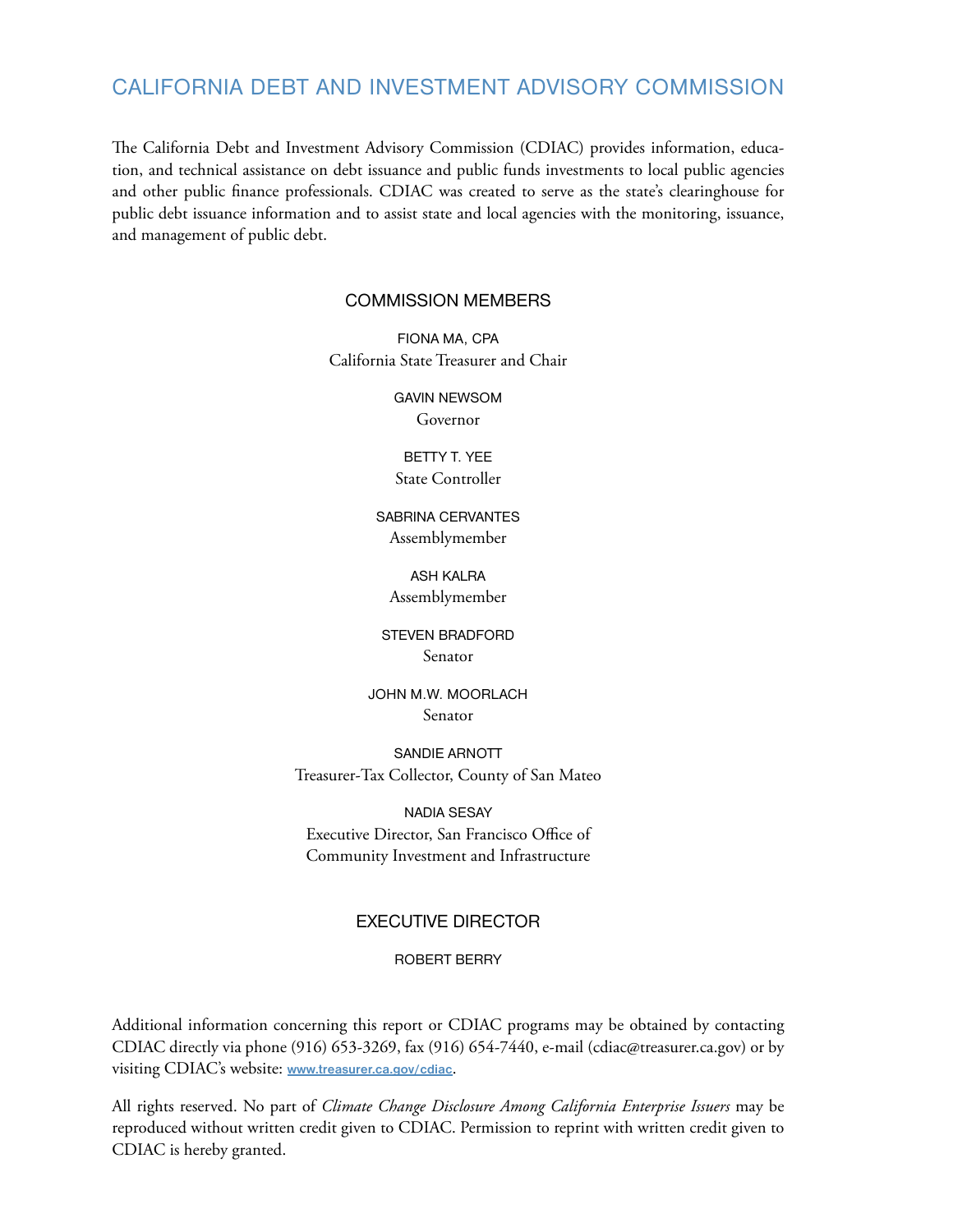# CALIFORNIA DEBT AND INVESTMENT ADVISORY COMMISSION

The California Debt and Investment Advisory Commission (CDIAC) provides information, education, and technical assistance on debt issuance and public funds investments to local public agencies and other public finance professionals. CDIAC was created to serve as the state's clearinghouse for public debt issuance information and to assist state and local agencies with the monitoring, issuance, and management of public debt.

## COMMISSION MEMBERS

FIONA MA, CPA
California State Treasurer and Chair

GAVIN NEWSOM
Governor

BETTY T. YEE
State Controller

SABRINA CERVANTES
Assemblymember

ASH KALRA
Assemblymember

STEVEN BRADFORD
Senator

JOHN M.W. MOORLACH
Senator

SANDIE ARNOTT
Treasurer-Tax Collector, County of San Mateo

NADIA SESAY
Executive Director, San Francisco Office of Community Investment and Infrastructure

## EXECUTIVE DIRECTOR

ROBERT BERRY

Additional information concerning this report or CDIAC programs may be obtained by contacting CDIAC directly via phone (916) 653-3269, fax (916) 654-7440, e-mail (cdiac@treasurer.ca.gov) or by visiting CDIAC's website: www.treasurer.ca.gov/cdiac.

All rights reserved. No part of *Climate Change Disclosure Among California Enterprise Issuers* may be reproduced without written credit given to CDIAC. Permission to reprint with written credit given to CDIAC is hereby granted.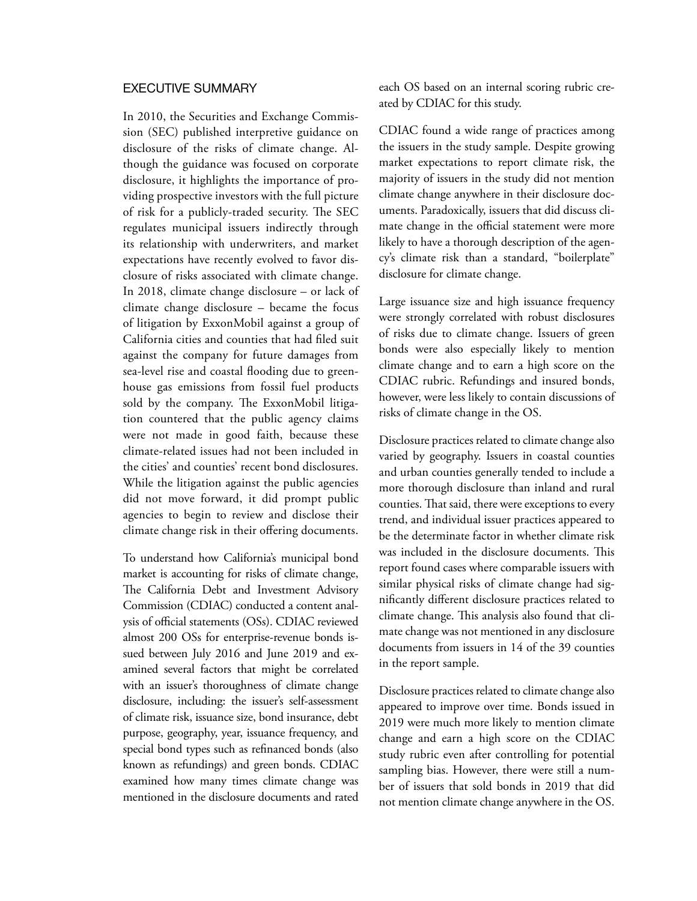## EXECUTIVE SUMMARY

In 2010, the Securities and Exchange Commission (SEC) published interpretive guidance on disclosure of the risks of climate change. Although the guidance was focused on corporate disclosure, it highlights the importance of providing prospective investors with the full picture of risk for a publicly-traded security. The SEC regulates municipal issuers indirectly through its relationship with underwriters, and market expectations have recently evolved to favor disclosure of risks associated with climate change. In 2018, climate change disclosure – or lack of climate change disclosure – became the focus of litigation by ExxonMobil against a group of California cities and counties that had filed suit against the company for future damages from sea-level rise and coastal flooding due to greenhouse gas emissions from fossil fuel products sold by the company. The ExxonMobil litigation countered that the public agency claims were not made in good faith, because these climate-related issues had not been included in the cities' and counties' recent bond disclosures. While the litigation against the public agencies did not move forward, it did prompt public agencies to begin to review and disclose their climate change risk in their offering documents.

To understand how California's municipal bond market is accounting for risks of climate change, The California Debt and Investment Advisory Commission (CDIAC) conducted a content analysis of official statements (OSs). CDIAC reviewed almost 200 OSs for enterprise-revenue bonds issued between July 2016 and June 2019 and examined several factors that might be correlated with an issuer's thoroughness of climate change disclosure, including: the issuer's self-assessment of climate risk, issuance size, bond insurance, debt purpose, geography, year, issuance frequency, and special bond types such as refinanced bonds (also known as refundings) and green bonds. CDIAC examined how many times climate change was mentioned in the disclosure documents and rated each OS based on an internal scoring rubric created by CDIAC for this study.

CDIAC found a wide range of practices among the issuers in the study sample. Despite growing market expectations to report climate risk, the majority of issuers in the study did not mention climate change anywhere in their disclosure documents. Paradoxically, issuers that did discuss climate change in the official statement were more likely to have a thorough description of the agency's climate risk than a standard, "boilerplate" disclosure for climate change.

Large issuance size and high issuance frequency were strongly correlated with robust disclosures of risks due to climate change. Issuers of green bonds were also especially likely to mention climate change and to earn a high score on the CDIAC rubric. Refundings and insured bonds, however, were less likely to contain discussions of risks of climate change in the OS.

Disclosure practices related to climate change also varied by geography. Issuers in coastal counties and urban counties generally tended to include a more thorough disclosure than inland and rural counties. That said, there were exceptions to every trend, and individual issuer practices appeared to be the determinate factor in whether climate risk was included in the disclosure documents. This report found cases where comparable issuers with similar physical risks of climate change had significantly different disclosure practices related to climate change. This analysis also found that climate change was not mentioned in any disclosure documents from issuers in 14 of the 39 counties in the report sample.

Disclosure practices related to climate change also appeared to improve over time. Bonds issued in 2019 were much more likely to mention climate change and earn a high score on the CDIAC study rubric even after controlling for potential sampling bias. However, there were still a number of issuers that sold bonds in 2019 that did not mention climate change anywhere in the OS.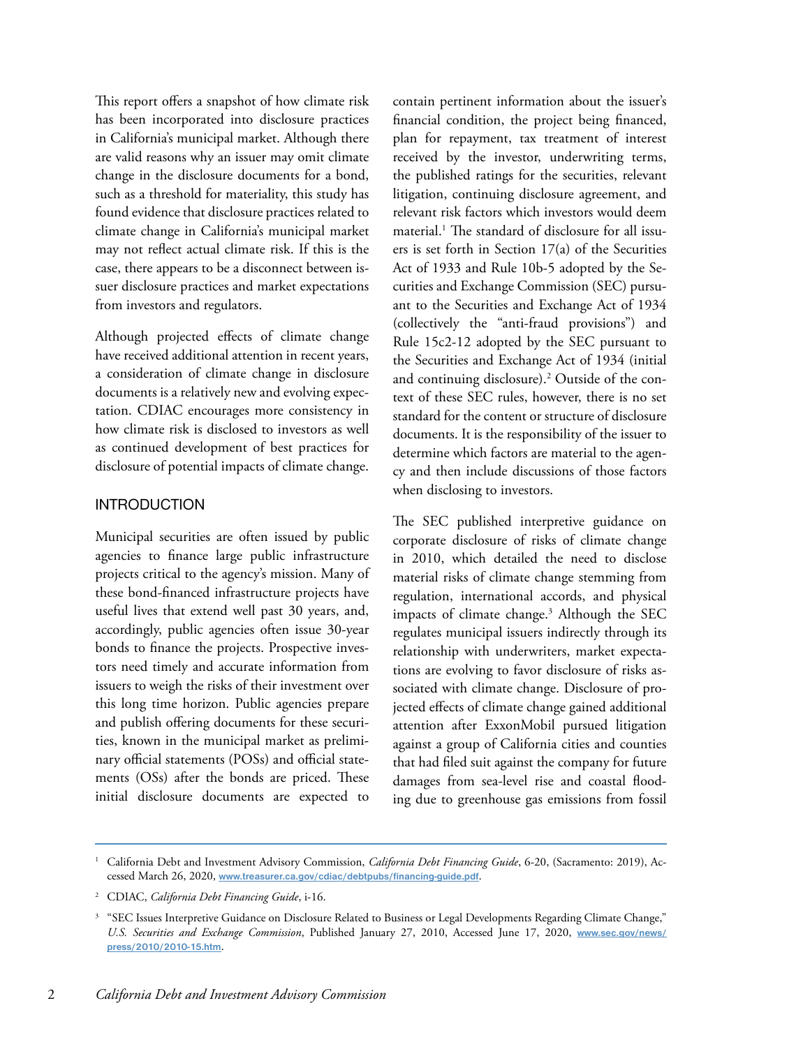This report offers a snapshot of how climate risk has been incorporated into disclosure practices in California's municipal market. Although there are valid reasons why an issuer may omit climate change in the disclosure documents for a bond, such as a threshold for materiality, this study has found evidence that disclosure practices related to climate change in California's municipal market may not reflect actual climate risk. If this is the case, there appears to be a disconnect between issuer disclosure practices and market expectations from investors and regulators.

Although projected effects of climate change have received additional attention in recent years, a consideration of climate change in disclosure documents is a relatively new and evolving expectation. CDIAC encourages more consistency in how climate risk is disclosed to investors as well as continued development of best practices for disclosure of potential impacts of climate change.

## INTRODUCTION

Municipal securities are often issued by public agencies to finance large public infrastructure projects critical to the agency's mission. Many of these bond-financed infrastructure projects have useful lives that extend well past 30 years, and, accordingly, public agencies often issue 30-year bonds to finance the projects. Prospective investors need timely and accurate information from issuers to weigh the risks of their investment over this long time horizon. Public agencies prepare and publish offering documents for these securities, known in the municipal market as preliminary official statements (POSs) and official statements (OSs) after the bonds are priced. These initial disclosure documents are expected to contain pertinent information about the issuer's financial condition, the project being financed, plan for repayment, tax treatment of interest received by the investor, underwriting terms, the published ratings for the securities, relevant litigation, continuing disclosure agreement, and relevant risk factors which investors would deem material.[1] The standard of disclosure for all issuers is set forth in Section 17(a) of the Securities Act of 1933 and Rule 10b-5 adopted by the Securities and Exchange Commission (SEC) pursuant to the Securities and Exchange Act of 1934 (collectively the "anti-fraud provisions") and Rule 15c2-12 adopted by the SEC pursuant to the Securities and Exchange Act of 1934 (initial and continuing disclosure).[2] Outside of the context of these SEC rules, however, there is no set standard for the content or structure of disclosure documents. It is the responsibility of the issuer to determine which factors are material to the agency and then include discussions of those factors when disclosing to investors.

The SEC published interpretive guidance on corporate disclosure of risks of climate change in 2010, which detailed the need to disclose material risks of climate change stemming from regulation, international accords, and physical impacts of climate change.[3] Although the SEC regulates municipal issuers indirectly through its relationship with underwriters, market expectations are evolving to favor disclosure of risks associated with climate change. Disclosure of projected effects of climate change gained additional attention after ExxonMobil pursued litigation against a group of California cities and counties that had filed suit against the company for future damages from sea-level rise and coastal flooding due to greenhouse gas emissions from fossil

---

[1] California Debt and Investment Advisory Commission, *California Debt Financing Guide*, 6-20, (Sacramento: 2019), Accessed March 26, 2020, www.treasurer.ca.gov/cdiac/debtpubs/financing-guide.pdf.

[2] CDIAC, *California Debt Financing Guide*, i-16.

[3] "SEC Issues Interpretive Guidance on Disclosure Related to Business or Legal Developments Regarding Climate Change," *U.S. Securities and Exchange Commission*, Published January 27, 2010, Accessed June 17, 2020, www.sec.gov/news/press/2010/2010-15.htm.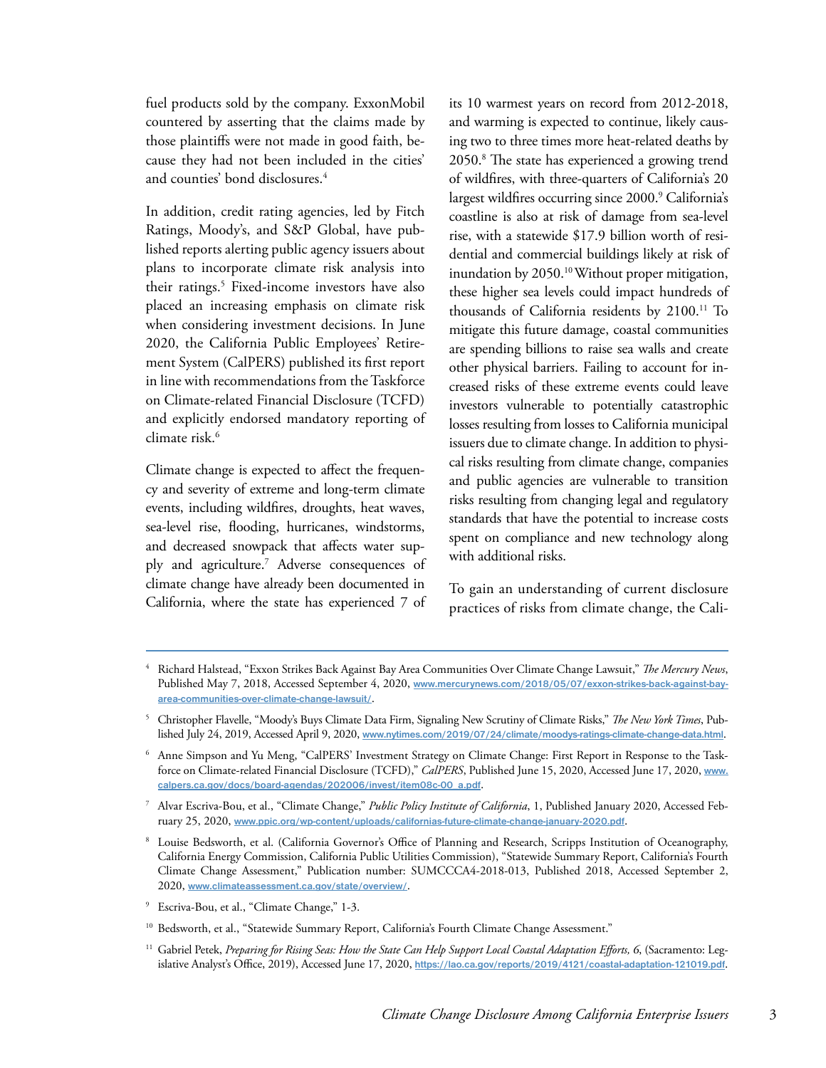fuel products sold by the company. ExxonMobil countered by asserting that the claims made by those plaintiffs were not made in good faith, because they had not been included in the cities' and counties' bond disclosures.[4]

In addition, credit rating agencies, led by Fitch Ratings, Moody's, and S&P Global, have published reports alerting public agency issuers about plans to incorporate climate risk analysis into their ratings.[5] Fixed-income investors have also placed an increasing emphasis on climate risk when considering investment decisions. In June 2020, the California Public Employees' Retirement System (CalPERS) published its first report in line with recommendations from the Taskforce on Climate-related Financial Disclosure (TCFD) and explicitly endorsed mandatory reporting of climate risk.[6]

Climate change is expected to affect the frequency and severity of extreme and long-term climate events, including wildfires, droughts, heat waves, sea-level rise, flooding, hurricanes, windstorms, and decreased snowpack that affects water supply and agriculture.[7] Adverse consequences of climate change have already been documented in California, where the state has experienced 7 of its 10 warmest years on record from 2012-2018, and warming is expected to continue, likely causing two to three times more heat-related deaths by 2050.[8] The state has experienced a growing trend of wildfires, with three-quarters of California's 20 largest wildfires occurring since 2000.[9] California's coastline is also at risk of damage from sea-level rise, with a statewide $17.9 billion worth of residential and commercial buildings likely at risk of inundation by 2050.[10] Without proper mitigation, these higher sea levels could impact hundreds of thousands of California residents by 2100.[11] To mitigate this future damage, coastal communities are spending billions to raise sea walls and create other physical barriers. Failing to account for increased risks of these extreme events could leave investors vulnerable to potentially catastrophic losses resulting from losses to California municipal issuers due to climate change. In addition to physical risks resulting from climate change, companies and public agencies are vulnerable to transition risks resulting from changing legal and regulatory standards that have the potential to increase costs spent on compliance and new technology along with additional risks.

To gain an understanding of current disclosure practices of risks from climate change, the Cali-

---

[4] Richard Halstead, "Exxon Strikes Back Against Bay Area Communities Over Climate Change Lawsuit," *The Mercury News*, Published May 7, 2018, Accessed September 4, 2020, www.mercurynews.com/2018/05/07/exxon-strikes-back-against-bay-area-communities-over-climate-change-lawsuit/.

[5] Christopher Flavelle, "Moody's Buys Climate Data Firm, Signaling New Scrutiny of Climate Risks," *The New York Times*, Published July 24, 2019, Accessed April 9, 2020, www.nytimes.com/2019/07/24/climate/moodys-ratings-climate-change-data.html.

[6] Anne Simpson and Yu Meng, "CalPERS' Investment Strategy on Climate Change: First Report in Response to the Taskforce on Climate-related Financial Disclosure (TCFD)," *CalPERS*, Published June 15, 2020, Accessed June 17, 2020, www.calpers.ca.gov/docs/board-agendas/202006/invest/item08c-00_a.pdf.

[7] Alvar Escriva-Bou, et al., "Climate Change," *Public Policy Institute of California*, 1, Published January 2020, Accessed February 25, 2020, www.ppic.org/wp-content/uploads/californias-future-climate-change-january-2020.pdf.

[8] Louise Bedsworth, et al. (California Governor's Office of Planning and Research, Scripps Institution of Oceanography, California Energy Commission, California Public Utilities Commission), "Statewide Summary Report, California's Fourth Climate Change Assessment," Publication number: SUMCCCA4-2018-013, Published 2018, Accessed September 2, 2020, www.climateassessment.ca.gov/state/overview/.

[9] Escriva-Bou, et al., "Climate Change," 1-3.

[10] Bedsworth, et al., "Statewide Summary Report, California's Fourth Climate Change Assessment."

[11] Gabriel Petek, *Preparing for Rising Seas: How the State Can Help Support Local Coastal Adaptation Efforts, 6*, (Sacramento: Legislative Analyst's Office, 2019), Accessed June 17, 2020, https://lao.ca.gov/reports/2019/4121/coastal-adaptation-121019.pdf.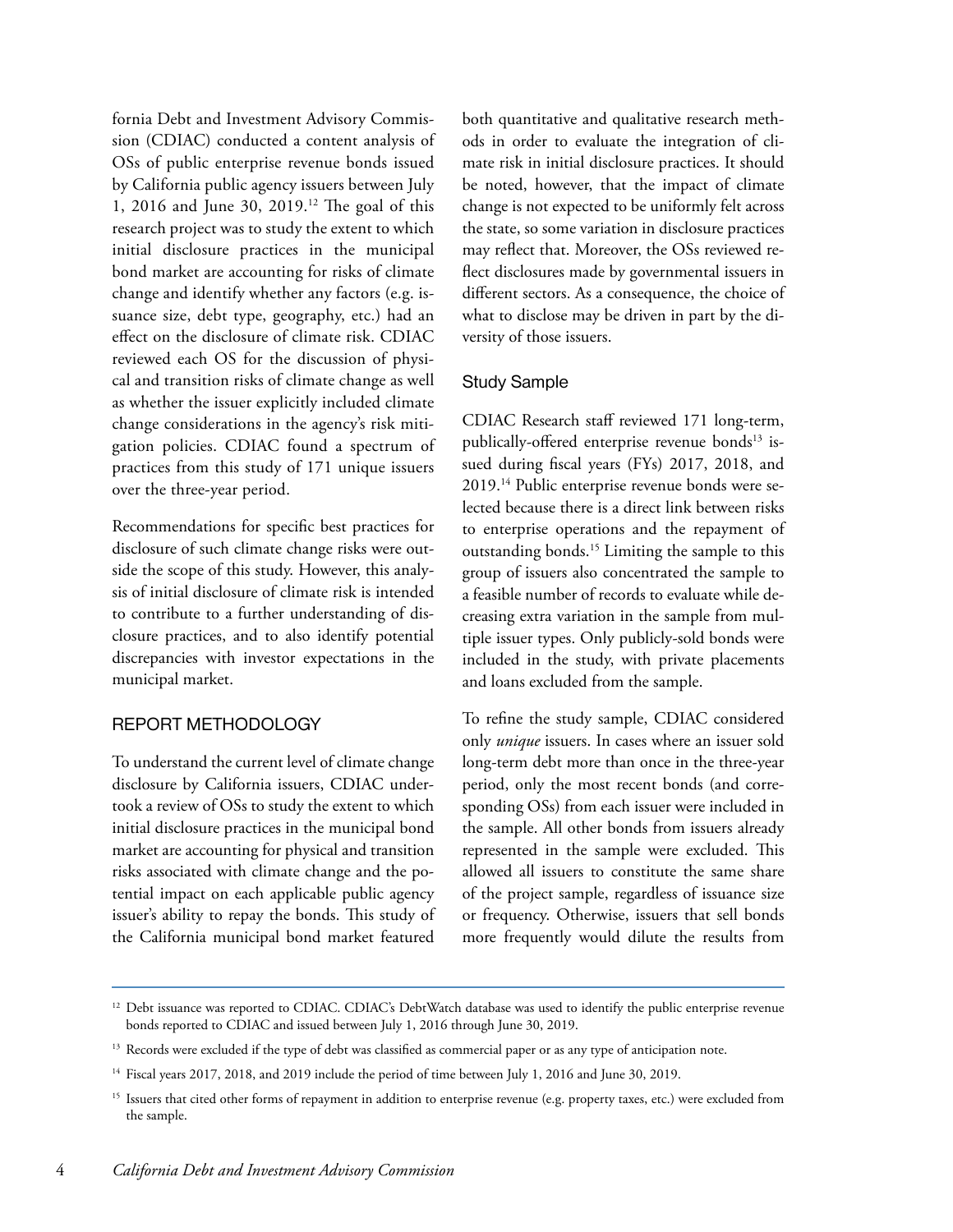fornia Debt and Investment Advisory Commission (CDIAC) conducted a content analysis of OSs of public enterprise revenue bonds issued by California public agency issuers between July 1, 2016 and June 30, 2019.[12] The goal of this research project was to study the extent to which initial disclosure practices in the municipal bond market are accounting for risks of climate change and identify whether any factors (e.g. issuance size, debt type, geography, etc.) had an effect on the disclosure of climate risk. CDIAC reviewed each OS for the discussion of physical and transition risks of climate change as well as whether the issuer explicitly included climate change considerations in the agency's risk mitigation policies. CDIAC found a spectrum of practices from this study of 171 unique issuers over the three-year period.

Recommendations for specific best practices for disclosure of such climate change risks were outside the scope of this study. However, this analysis of initial disclosure of climate risk is intended to contribute to a further understanding of disclosure practices, and to also identify potential discrepancies with investor expectations in the municipal market.

## REPORT METHODOLOGY

To understand the current level of climate change disclosure by California issuers, CDIAC undertook a review of OSs to study the extent to which initial disclosure practices in the municipal bond market are accounting for physical and transition risks associated with climate change and the potential impact on each applicable public agency issuer's ability to repay the bonds. This study of the California municipal bond market featured both quantitative and qualitative research methods in order to evaluate the integration of climate risk in initial disclosure practices. It should be noted, however, that the impact of climate change is not expected to be uniformly felt across the state, so some variation in disclosure practices may reflect that. Moreover, the OSs reviewed reflect disclosures made by governmental issuers in different sectors. As a consequence, the choice of what to disclose may be driven in part by the diversity of those issuers.

### Study Sample

CDIAC Research staff reviewed 171 long-term, publically-offered enterprise revenue bonds[13] issued during fiscal years (FYs) 2017, 2018, and 2019.[14] Public enterprise revenue bonds were selected because there is a direct link between risks to enterprise operations and the repayment of outstanding bonds.[15] Limiting the sample to this group of issuers also concentrated the sample to a feasible number of records to evaluate while decreasing extra variation in the sample from multiple issuer types. Only publicly-sold bonds were included in the study, with private placements and loans excluded from the sample.

To refine the study sample, CDIAC considered only *unique* issuers. In cases where an issuer sold long-term debt more than once in the three-year period, only the most recent bonds (and corresponding OSs) from each issuer were included in the sample. All other bonds from issuers already represented in the sample were excluded. This allowed all issuers to constitute the same share of the project sample, regardless of issuance size or frequency. Otherwise, issuers that sell bonds more frequently would dilute the results from

---

[12] Debt issuance was reported to CDIAC. CDIAC's DebtWatch database was used to identify the public enterprise revenue bonds reported to CDIAC and issued between July 1, 2016 through June 30, 2019.

[13] Records were excluded if the type of debt was classified as commercial paper or as any type of anticipation note.

[14] Fiscal years 2017, 2018, and 2019 include the period of time between July 1, 2016 and June 30, 2019.

[15] Issuers that cited other forms of repayment in addition to enterprise revenue (e.g. property taxes, etc.) were excluded from the sample.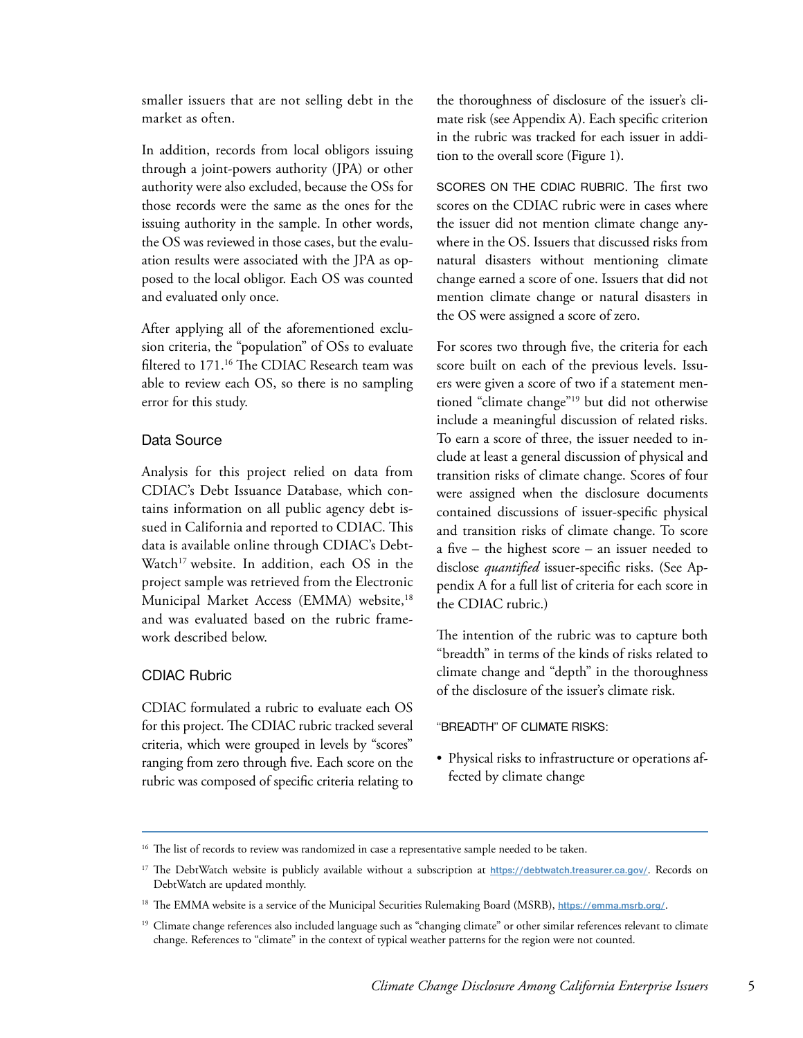smaller issuers that are not selling debt in the market as often.

In addition, records from local obligors issuing through a joint-powers authority (JPA) or other authority were also excluded, because the OSs for those records were the same as the ones for the issuing authority in the sample. In other words, the OS was reviewed in those cases, but the evaluation results were associated with the JPA as opposed to the local obligor. Each OS was counted and evaluated only once.

After applying all of the aforementioned exclusion criteria, the "population" of OSs to evaluate filtered to 171.[16] The CDIAC Research team was able to review each OS, so there is no sampling error for this study.

### Data Source

Analysis for this project relied on data from CDIAC's Debt Issuance Database, which contains information on all public agency debt issued in California and reported to CDIAC. This data is available online through CDIAC's DebtWatch[17] website. In addition, each OS in the project sample was retrieved from the Electronic Municipal Market Access (EMMA) website,[18] and was evaluated based on the rubric framework described below.

### CDIAC Rubric

CDIAC formulated a rubric to evaluate each OS for this project. The CDIAC rubric tracked several criteria, which were grouped in levels by "scores" ranging from zero through five. Each score on the rubric was composed of specific criteria relating to the thoroughness of disclosure of the issuer's climate risk (see Appendix A). Each specific criterion in the rubric was tracked for each issuer in addition to the overall score (Figure 1).

SCORES ON THE CDIAC RUBRIC. The first two scores on the CDIAC rubric were in cases where the issuer did not mention climate change anywhere in the OS. Issuers that discussed risks from natural disasters without mentioning climate change earned a score of one. Issuers that did not mention climate change or natural disasters in the OS were assigned a score of zero.

For scores two through five, the criteria for each score built on each of the previous levels. Issuers were given a score of two if a statement mentioned "climate change"[19] but did not otherwise include a meaningful discussion of related risks. To earn a score of three, the issuer needed to include at least a general discussion of physical and transition risks of climate change. Scores of four were assigned when the disclosure documents contained discussions of issuer-specific physical and transition risks of climate change. To score a five – the highest score – an issuer needed to disclose *quantified* issuer-specific risks. (See Appendix A for a full list of criteria for each score in the CDIAC rubric.)

The intention of the rubric was to capture both "breadth" in terms of the kinds of risks related to climate change and "depth" in the thoroughness of the disclosure of the issuer's climate risk.

"BREADTH" OF CLIMATE RISKS:

- Physical risks to infrastructure or operations affected by climate change

---

[16] The list of records to review was randomized in case a representative sample needed to be taken.

[17] The DebtWatch website is publicly available without a subscription at https://debtwatch.treasurer.ca.gov/. Records on DebtWatch are updated monthly.

[18] The EMMA website is a service of the Municipal Securities Rulemaking Board (MSRB), https://emma.msrb.org/.

[19] Climate change references also included language such as "changing climate" or other similar references relevant to climate change. References to "climate" in the context of typical weather patterns for the region were not counted.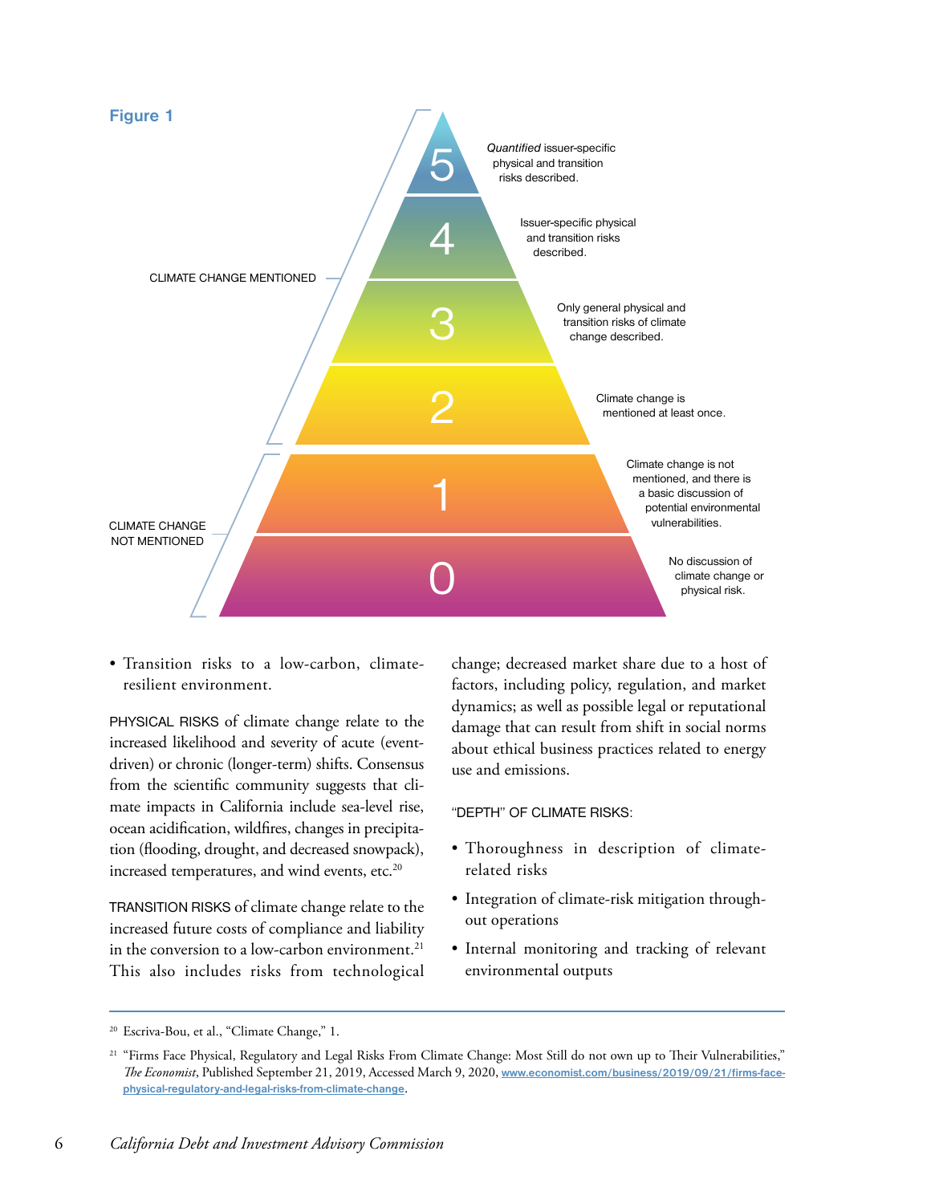**Figure 1**

| Level | Description | Category |
| --- | --- | --- |
| 5 | *Quantified* issuer-specific physical and transition risks described. | CLIMATE CHANGE MENTIONED |
| 4 | Issuer-specific physical and transition risks described. | CLIMATE CHANGE MENTIONED |
| 3 | Only general physical and transition risks of climate change described. | CLIMATE CHANGE MENTIONED |
| 2 | Climate change is mentioned at least once. | CLIMATE CHANGE MENTIONED |
| 1 | Climate change is not mentioned, and there is a basic discussion of potential environmental vulnerabilities. | CLIMATE CHANGE NOT MENTIONED |
| 0 | No discussion of climate change or physical risk. | CLIMATE CHANGE NOT MENTIONED |

- Transition risks to a low-carbon, climate-resilient environment.

PHYSICAL RISKS of climate change relate to the increased likelihood and severity of acute (event-driven) or chronic (longer-term) shifts. Consensus from the scientific community suggests that climate impacts in California include sea-level rise, ocean acidification, wildfires, changes in precipitation (flooding, drought, and decreased snowpack), increased temperatures, and wind events, etc.[20]

TRANSITION RISKS of climate change relate to the increased future costs of compliance and liability in the conversion to a low-carbon environment.[21] This also includes risks from technological change; decreased market share due to a host of factors, including policy, regulation, and market dynamics; as well as possible legal or reputational damage that can result from shift in social norms about ethical business practices related to energy use and emissions.

"DEPTH" OF CLIMATE RISKS:

- Thoroughness in description of climate-related risks
- Integration of climate-risk mitigation throughout operations
- Internal monitoring and tracking of relevant environmental outputs

---

[20] Escriva-Bou, et al., "Climate Change," 1.

[21] "Firms Face Physical, Regulatory and Legal Risks From Climate Change: Most Still do not own up to Their Vulnerabilities," *The Economist*, Published September 21, 2019, Accessed March 9, 2020, www.economist.com/business/2019/09/21/firms-face-physical-regulatory-and-legal-risks-from-climate-change.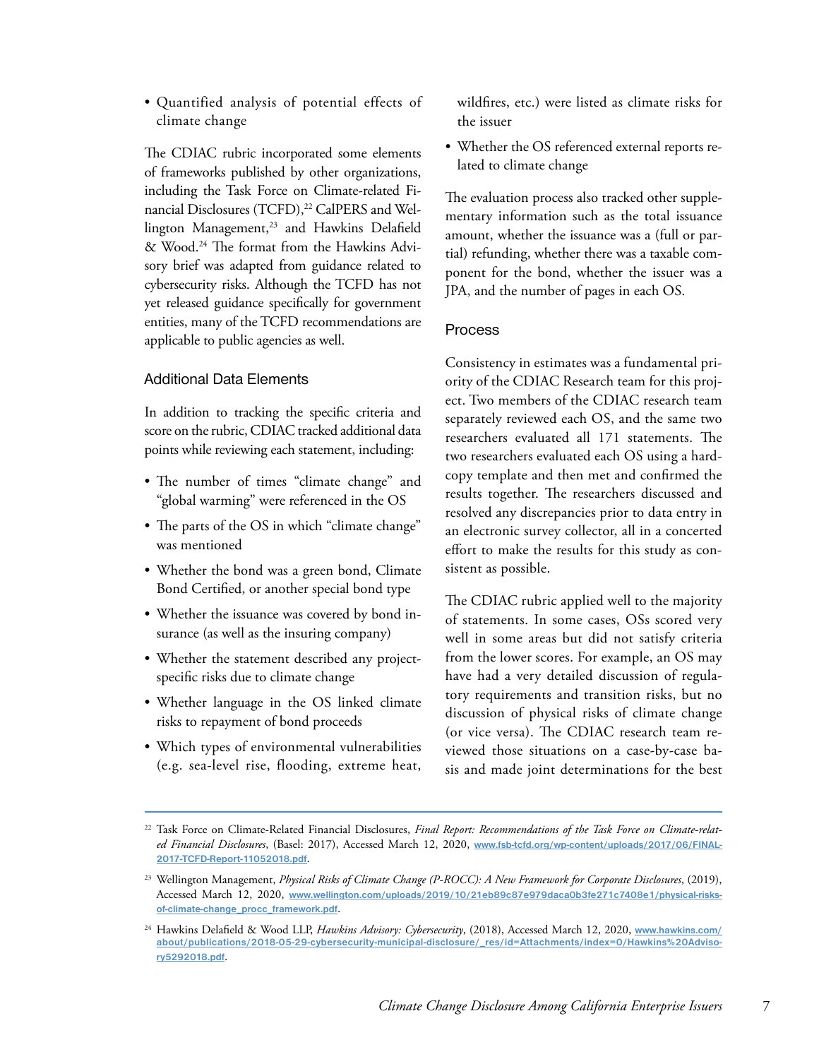- Quantified analysis of potential effects of climate change

The CDIAC rubric incorporated some elements of frameworks published by other organizations, including the Task Force on Climate-related Financial Disclosures (TCFD),[22] CalPERS and Wellington Management,[23] and Hawkins Delafield & Wood.[24] The format from the Hawkins Advisory brief was adapted from guidance related to cybersecurity risks. Although the TCFD has not yet released guidance specifically for government entities, many of the TCFD recommendations are applicable to public agencies as well.

### Additional Data Elements

In addition to tracking the specific criteria and score on the rubric, CDIAC tracked additional data points while reviewing each statement, including:

- The number of times "climate change" and "global warming" were referenced in the OS
- The parts of the OS in which "climate change" was mentioned
- Whether the bond was a green bond, Climate Bond Certified, or another special bond type
- Whether the issuance was covered by bond insurance (as well as the insuring company)
- Whether the statement described any project-specific risks due to climate change
- Whether language in the OS linked climate risks to repayment of bond proceeds
- Which types of environmental vulnerabilities (e.g. sea-level rise, flooding, extreme heat, wildfires, etc.) were listed as climate risks for the issuer
- Whether the OS referenced external reports related to climate change

The evaluation process also tracked other supplementary information such as the total issuance amount, whether the issuance was a (full or partial) refunding, whether there was a taxable component for the bond, whether the issuer was a JPA, and the number of pages in each OS.

### Process

Consistency in estimates was a fundamental priority of the CDIAC Research team for this project. Two members of the CDIAC research team separately reviewed each OS, and the same two researchers evaluated all 171 statements. The two researchers evaluated each OS using a hardcopy template and then met and confirmed the results together. The researchers discussed and resolved any discrepancies prior to data entry in an electronic survey collector, all in a concerted effort to make the results for this study as consistent as possible.

The CDIAC rubric applied well to the majority of statements. In some cases, OSs scored very well in some areas but did not satisfy criteria from the lower scores. For example, an OS may have had a very detailed discussion of regulatory requirements and transition risks, but no discussion of physical risks of climate change (or vice versa). The CDIAC research team reviewed those situations on a case-by-case basis and made joint determinations for the best

---

[22] Task Force on Climate-Related Financial Disclosures, *Final Report: Recommendations of the Task Force on Climate-related Financial Disclosures*, (Basel: 2017), Accessed March 12, 2020, www.fsb-tcfd.org/wp-content/uploads/2017/06/FINAL-2017-TCFD-Report-11052018.pdf.

[23] Wellington Management, *Physical Risks of Climate Change (P-ROCC): A New Framework for Corporate Disclosures*, (2019), Accessed March 12, 2020, www.wellington.com/uploads/2019/10/21eb89c87e979daca0b3fe271c7408e1/physical-risks-of-climate-change_procc_framework.pdf.

[24] Hawkins Delafield & Wood LLP, *Hawkins Advisory: Cybersecurity*, (2018), Accessed March 12, 2020, www.hawkins.com/about/publications/2018-05-29-cybersecurity-municipal-disclosure/_res/id=Attachments/index=0/Hawkins%20Advisory5292018.pdf.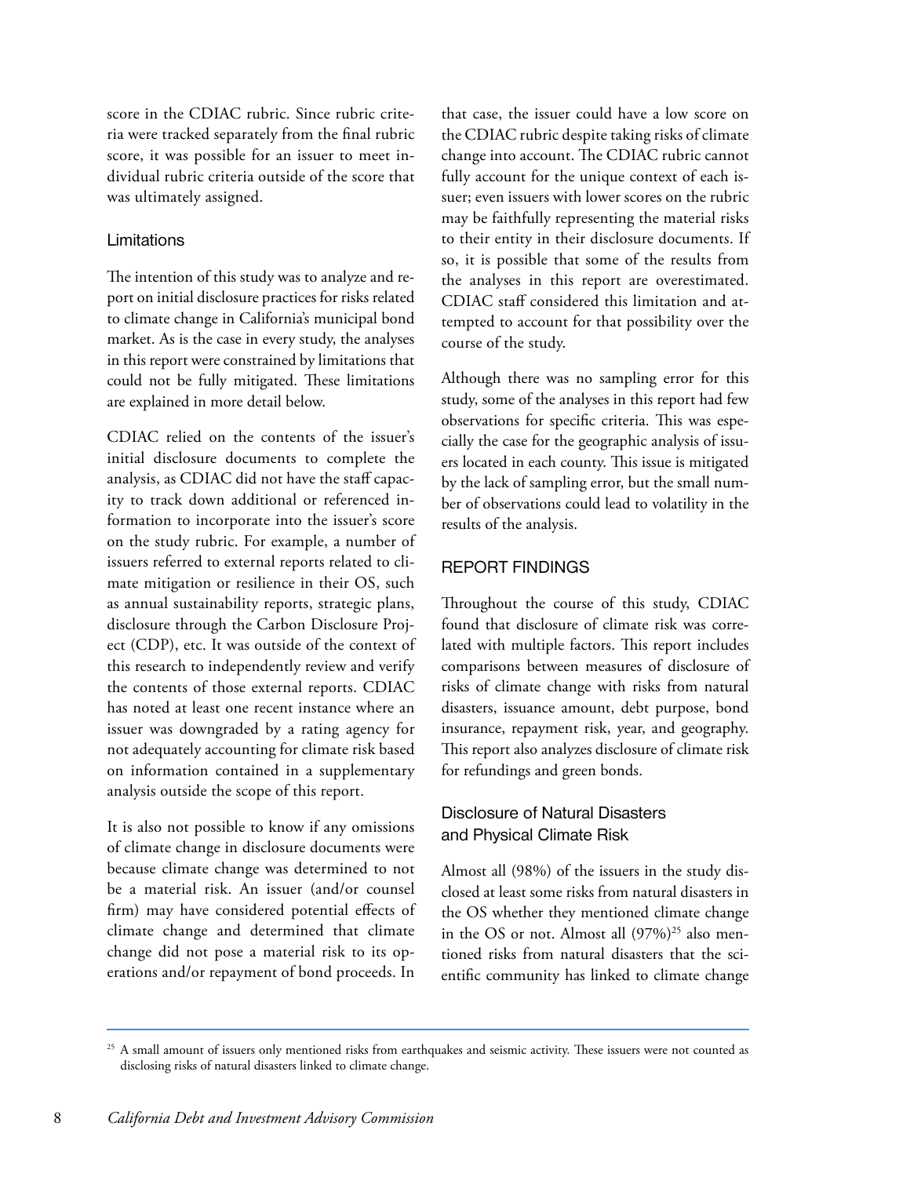score in the CDIAC rubric. Since rubric criteria were tracked separately from the final rubric score, it was possible for an issuer to meet individual rubric criteria outside of the score that was ultimately assigned.

### Limitations

The intention of this study was to analyze and report on initial disclosure practices for risks related to climate change in California's municipal bond market. As is the case in every study, the analyses in this report were constrained by limitations that could not be fully mitigated. These limitations are explained in more detail below.

CDIAC relied on the contents of the issuer's initial disclosure documents to complete the analysis, as CDIAC did not have the staff capacity to track down additional or referenced information to incorporate into the issuer's score on the study rubric. For example, a number of issuers referred to external reports related to climate mitigation or resilience in their OS, such as annual sustainability reports, strategic plans, disclosure through the Carbon Disclosure Project (CDP), etc. It was outside of the context of this research to independently review and verify the contents of those external reports. CDIAC has noted at least one recent instance where an issuer was downgraded by a rating agency for not adequately accounting for climate risk based on information contained in a supplementary analysis outside the scope of this report.

It is also not possible to know if any omissions of climate change in disclosure documents were because climate change was determined to not be a material risk. An issuer (and/or counsel firm) may have considered potential effects of climate change and determined that climate change did not pose a material risk to its operations and/or repayment of bond proceeds. In that case, the issuer could have a low score on the CDIAC rubric despite taking risks of climate change into account. The CDIAC rubric cannot fully account for the unique context of each issuer; even issuers with lower scores on the rubric may be faithfully representing the material risks to their entity in their disclosure documents. If so, it is possible that some of the results from the analyses in this report are overestimated. CDIAC staff considered this limitation and attempted to account for that possibility over the course of the study.

Although there was no sampling error for this study, some of the analyses in this report had few observations for specific criteria. This was especially the case for the geographic analysis of issuers located in each county. This issue is mitigated by the lack of sampling error, but the small number of observations could lead to volatility in the results of the analysis.

## REPORT FINDINGS

Throughout the course of this study, CDIAC found that disclosure of climate risk was correlated with multiple factors. This report includes comparisons between measures of disclosure of risks of climate change with risks from natural disasters, issuance amount, debt purpose, bond insurance, repayment risk, year, and geography. This report also analyzes disclosure of climate risk for refundings and green bonds.

### Disclosure of Natural Disasters and Physical Climate Risk

Almost all (98%) of the issuers in the study disclosed at least some risks from natural disasters in the OS whether they mentioned climate change in the OS or not. Almost all (97%)[25] also mentioned risks from natural disasters that the scientific community has linked to climate change

[25] A small amount of issuers only mentioned risks from earthquakes and seismic activity. These issuers were not counted as disclosing risks of natural disasters linked to climate change.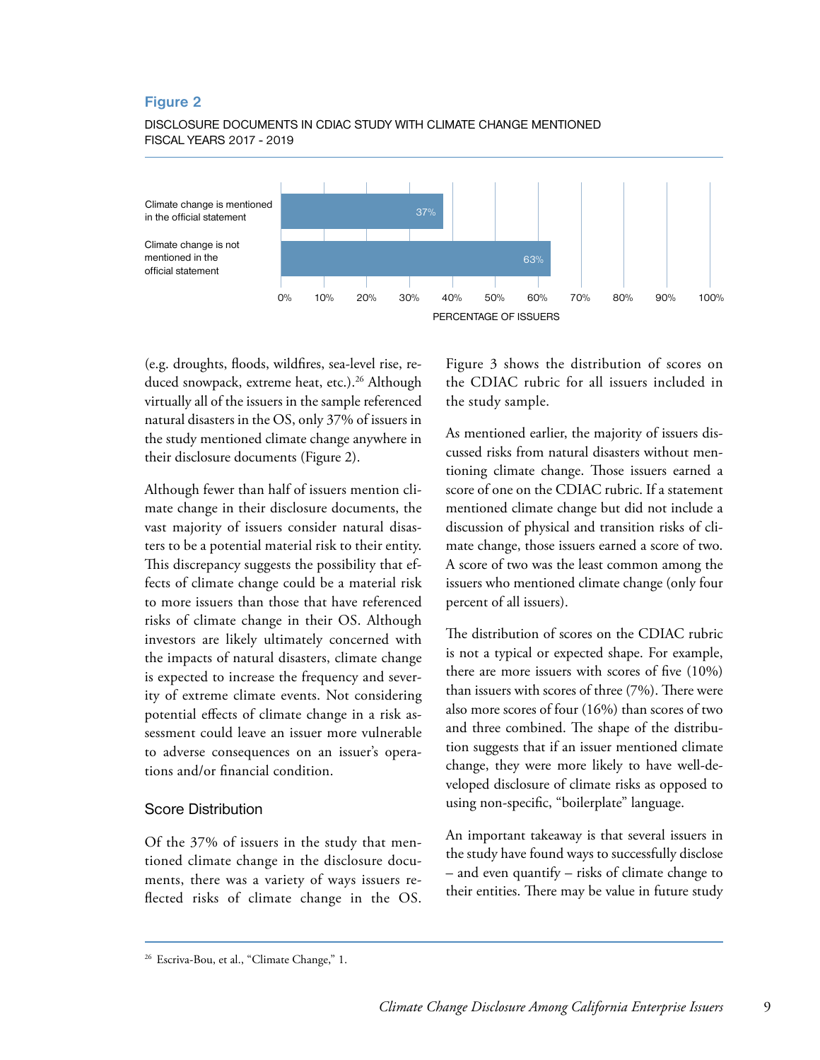**Figure 2**

DISCLOSURE DOCUMENTS IN CDIAC STUDY WITH CLIMATE CHANGE MENTIONED
FISCAL YEARS 2017 - 2019

| | PERCENTAGE OF ISSUERS |
|---|---|
| Climate change is mentioned in the official statement | 37% |
| Climate change is not mentioned in the official statement | 63% |

(e.g. droughts, floods, wildfires, sea-level rise, reduced snowpack, extreme heat, etc.).[26] Although virtually all of the issuers in the sample referenced natural disasters in the OS, only 37% of issuers in the study mentioned climate change anywhere in their disclosure documents (Figure 2).

Although fewer than half of issuers mention climate change in their disclosure documents, the vast majority of issuers consider natural disasters to be a potential material risk to their entity. This discrepancy suggests the possibility that effects of climate change could be a material risk to more issuers than those that have referenced risks of climate change in their OS. Although investors are likely ultimately concerned with the impacts of natural disasters, climate change is expected to increase the frequency and severity of extreme climate events. Not considering potential effects of climate change in a risk assessment could leave an issuer more vulnerable to adverse consequences on an issuer's operations and/or financial condition.

## Score Distribution

Of the 37% of issuers in the study that mentioned climate change in the disclosure documents, there was a variety of ways issuers reflected risks of climate change in the OS. Figure 3 shows the distribution of scores on the CDIAC rubric for all issuers included in the study sample.

As mentioned earlier, the majority of issuers discussed risks from natural disasters without mentioning climate change. Those issuers earned a score of one on the CDIAC rubric. If a statement mentioned climate change but did not include a discussion of physical and transition risks of climate change, those issuers earned a score of two. A score of two was the least common among the issuers who mentioned climate change (only four percent of all issuers).

The distribution of scores on the CDIAC rubric is not a typical or expected shape. For example, there are more issuers with scores of five (10%) than issuers with scores of three (7%). There were also more scores of four (16%) than scores of two and three combined. The shape of the distribution suggests that if an issuer mentioned climate change, they were more likely to have well-developed disclosure of climate risks as opposed to using non-specific, "boilerplate" language.

An important takeaway is that several issuers in the study have found ways to successfully disclose – and even quantify – risks of climate change to their entities. There may be value in future study

[26] Escriva-Bou, et al., "Climate Change," 1.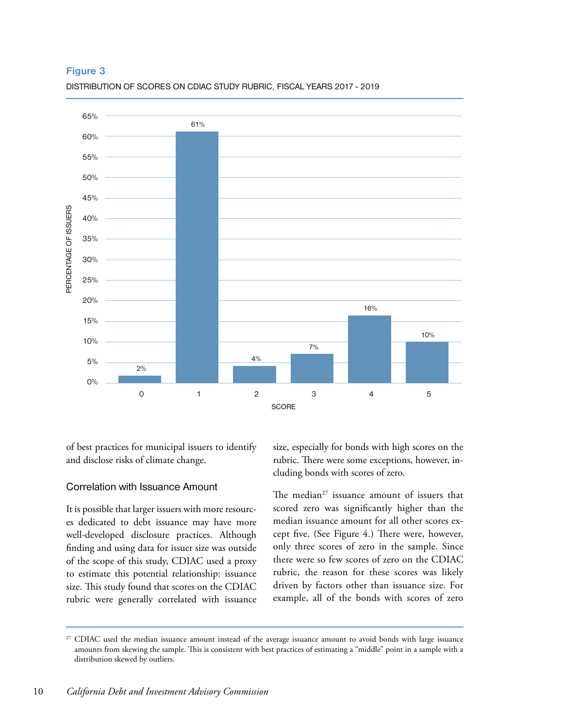**Figure 3**

DISTRIBUTION OF SCORES ON CDIAC STUDY RUBRIC, FISCAL YEARS 2017 - 2019

| SCORE | PERCENTAGE OF ISSUERS |
|---|---|
| 0 | 2% |
| 1 | 61% |
| 2 | 4% |
| 3 | 7% |
| 4 | 16% |
| 5 | 10% |

of best practices for municipal issuers to identify and disclose risks of climate change.

### Correlation with Issuance Amount

It is possible that larger issuers with more resources dedicated to debt issuance may have more well-developed disclosure practices. Although finding and using data for issuer size was outside of the scope of this study, CDIAC used a proxy to estimate this potential relationship: issuance size. This study found that scores on the CDIAC rubric were generally correlated with issuance size, especially for bonds with high scores on the rubric. There were some exceptions, however, including bonds with scores of zero.

The median[27] issuance amount of issuers that scored zero was significantly higher than the median issuance amount for all other scores except five. (See Figure 4.) There were, however, only three scores of zero in the sample. Since there were so few scores of zero on the CDIAC rubric, the reason for these scores was likely driven by factors other than issuance size. For example, all of the bonds with scores of zero

[27] CDIAC used the median issuance amount instead of the average issuance amount to avoid bonds with large issuance amounts from skewing the sample. This is consistent with best practices of estimating a "middle" point in a sample with a distribution skewed by outliers.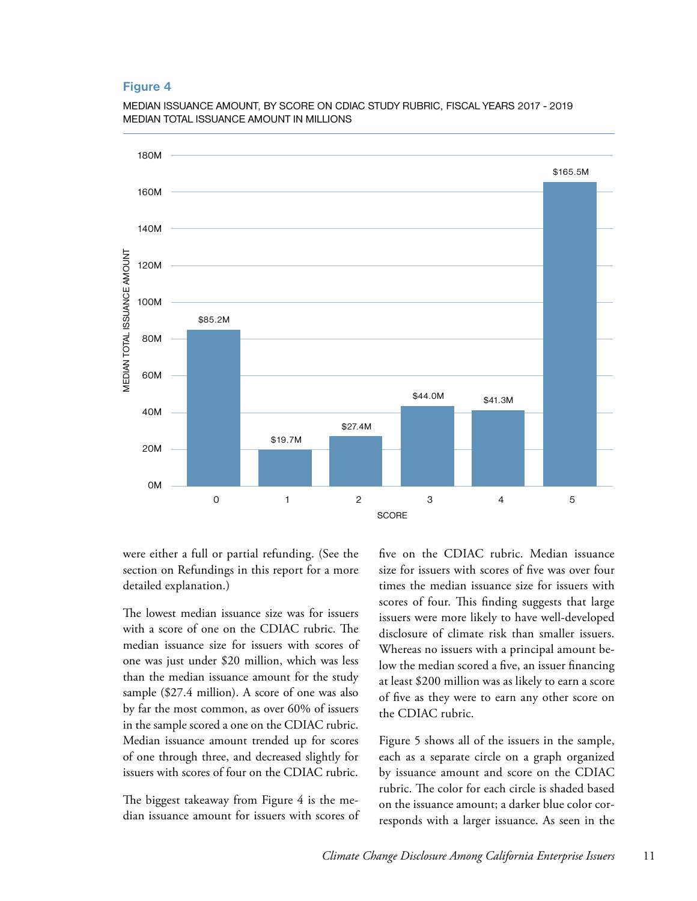**Figure 4**

MEDIAN ISSUANCE AMOUNT, BY SCORE ON CDIAC STUDY RUBRIC, FISCAL YEARS 2017 - 2019
MEDIAN TOTAL ISSUANCE AMOUNT IN MILLIONS

| SCORE | MEDIAN TOTAL ISSUANCE AMOUNT |
|---|---|
| 0 | $85.2M |
| 1 | $19.7M |
| 2 | $27.4M |
| 3 | $44.0M |
| 4 | $41.3M |
| 5 | $165.5M |

were either a full or partial refunding. (See the section on Refundings in this report for a more detailed explanation.)

The lowest median issuance size was for issuers with a score of one on the CDIAC rubric. The median issuance size for issuers with scores of one was just under $20 million, which was less than the median issuance amount for the study sample ($27.4 million). A score of one was also by far the most common, as over 60% of issuers in the sample scored a one on the CDIAC rubric. Median issuance amount trended up for scores of one through three, and decreased slightly for issuers with scores of four on the CDIAC rubric.

The biggest takeaway from Figure 4 is the median issuance amount for issuers with scores of five on the CDIAC rubric. Median issuance size for issuers with scores of five was over four times the median issuance size for issuers with scores of four. This finding suggests that large issuers were more likely to have well-developed disclosure of climate risk than smaller issuers. Whereas no issuers with a principal amount below the median scored a five, an issuer financing at least $200 million was as likely to earn a score of five as they were to earn any other score on the CDIAC rubric.

Figure 5 shows all of the issuers in the sample, each as a separate circle on a graph organized by issuance amount and score on the CDIAC rubric. The color for each circle is shaded based on the issuance amount; a darker blue color corresponds with a larger issuance. As seen in the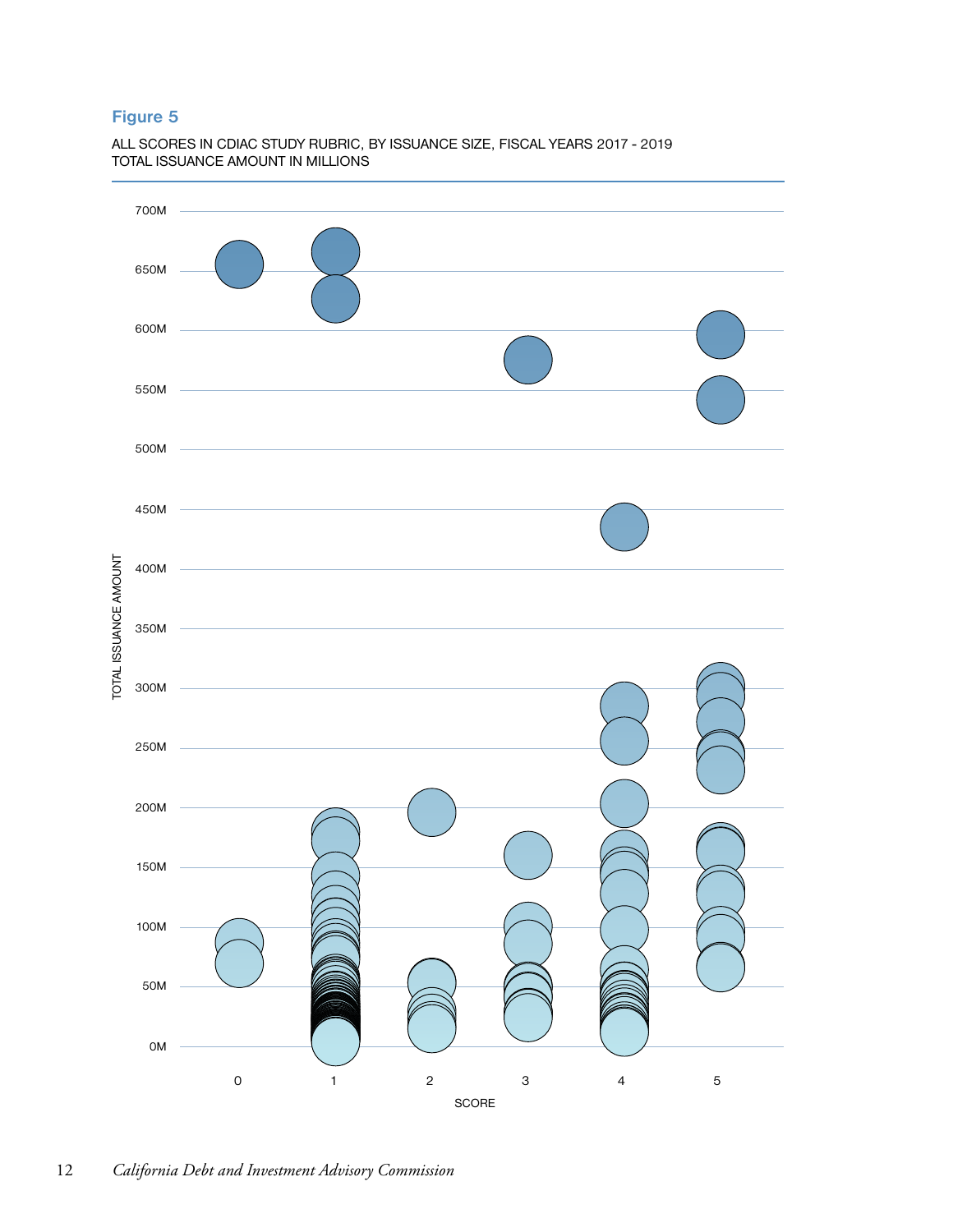**Figure 5**

ALL SCORES IN CDIAC STUDY RUBRIC, BY ISSUANCE SIZE, FISCAL YEARS 2017 - 2019
TOTAL ISSUANCE AMOUNT IN MILLIONS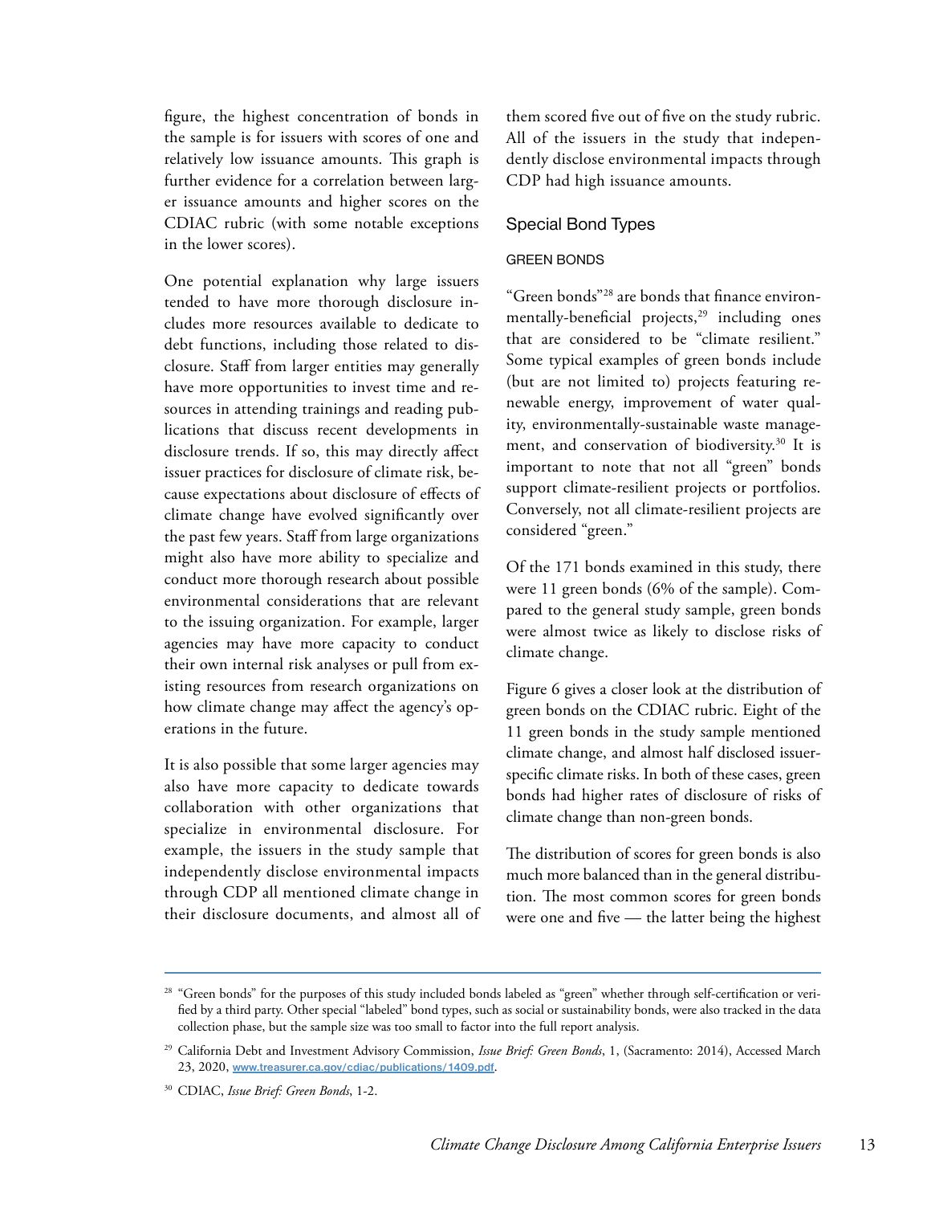figure, the highest concentration of bonds in the sample is for issuers with scores of one and relatively low issuance amounts. This graph is further evidence for a correlation between larger issuance amounts and higher scores on the CDIAC rubric (with some notable exceptions in the lower scores).

One potential explanation why large issuers tended to have more thorough disclosure includes more resources available to dedicate to debt functions, including those related to disclosure. Staff from larger entities may generally have more opportunities to invest time and resources in attending trainings and reading publications that discuss recent developments in disclosure trends. If so, this may directly affect issuer practices for disclosure of climate risk, because expectations about disclosure of effects of climate change have evolved significantly over the past few years. Staff from large organizations might also have more ability to specialize and conduct more thorough research about possible environmental considerations that are relevant to the issuing organization. For example, larger agencies may have more capacity to conduct their own internal risk analyses or pull from existing resources from research organizations on how climate change may affect the agency's operations in the future.

It is also possible that some larger agencies may also have more capacity to dedicate towards collaboration with other organizations that specialize in environmental disclosure. For example, the issuers in the study sample that independently disclose environmental impacts through CDP all mentioned climate change in their disclosure documents, and almost all of them scored five out of five on the study rubric. All of the issuers in the study that independently disclose environmental impacts through CDP had high issuance amounts.

## Special Bond Types

### GREEN BONDS

"Green bonds"[28] are bonds that finance environmentally-beneficial projects,[29] including ones that are considered to be "climate resilient." Some typical examples of green bonds include (but are not limited to) projects featuring renewable energy, improvement of water quality, environmentally-sustainable waste management, and conservation of biodiversity.[30] It is important to note that not all "green" bonds support climate-resilient projects or portfolios. Conversely, not all climate-resilient projects are considered "green."

Of the 171 bonds examined in this study, there were 11 green bonds (6% of the sample). Compared to the general study sample, green bonds were almost twice as likely to disclose risks of climate change.

Figure 6 gives a closer look at the distribution of green bonds on the CDIAC rubric. Eight of the 11 green bonds in the study sample mentioned climate change, and almost half disclosed issuer-specific climate risks. In both of these cases, green bonds had higher rates of disclosure of risks of climate change than non-green bonds.

The distribution of scores for green bonds is also much more balanced than in the general distribution. The most common scores for green bonds were one and five — the latter being the highest

---

[28] "Green bonds" for the purposes of this study included bonds labeled as "green" whether through self-certification or verified by a third party. Other special "labeled" bond types, such as social or sustainability bonds, were also tracked in the data collection phase, but the sample size was too small to factor into the full report analysis.

[29] California Debt and Investment Advisory Commission, *Issue Brief: Green Bonds*, 1, (Sacramento: 2014), Accessed March 23, 2020, www.treasurer.ca.gov/cdiac/publications/1409.pdf.

[30] CDIAC, *Issue Brief: Green Bonds*, 1-2.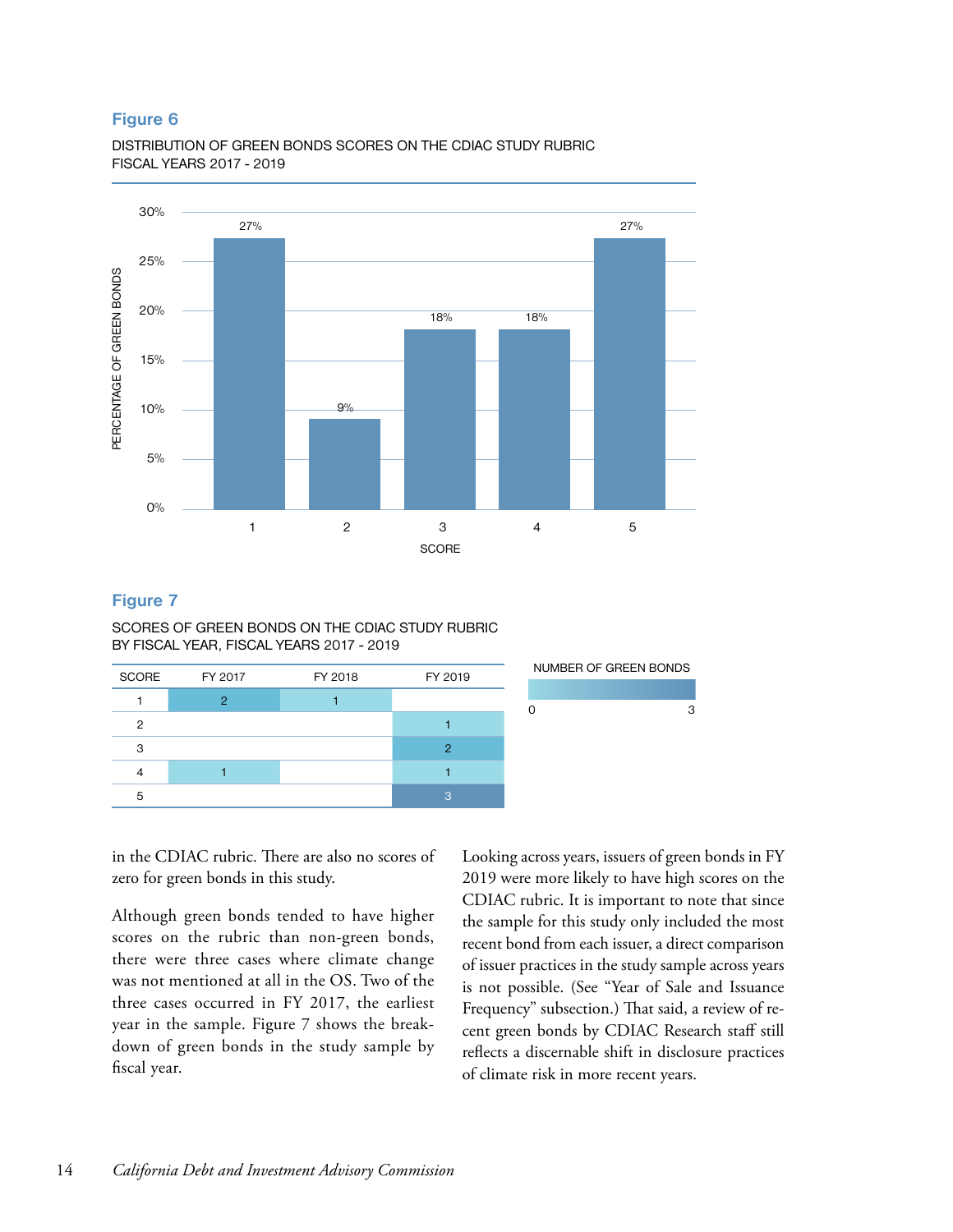### Figure 6

DISTRIBUTION OF GREEN BONDS SCORES ON THE CDIAC STUDY RUBRIC
FISCAL YEARS 2017 - 2019

| SCORE | PERCENTAGE OF GREEN BONDS |
|---|---|
| 1 | 27% |
| 2 | 9% |
| 3 | 18% |
| 4 | 18% |
| 5 | 27% |

### Figure 7

SCORES OF GREEN BONDS ON THE CDIAC STUDY RUBRIC
BY FISCAL YEAR, FISCAL YEARS 2017 - 2019

| SCORE | FY 2017 | FY 2018 | FY 2019 |
|---|---|---|---|
| 1 | 2 | 1 | |
| 2 | | | 1 |
| 3 | | | 2 |
| 4 | 1 | | 1 |
| 5 | | | 3 |

NUMBER OF GREEN BONDS: 0 – 3

in the CDIAC rubric. There are also no scores of zero for green bonds in this study.

Although green bonds tended to have higher scores on the rubric than non-green bonds, there were three cases where climate change was not mentioned at all in the OS. Two of the three cases occurred in FY 2017, the earliest year in the sample. Figure 7 shows the breakdown of green bonds in the study sample by fiscal year.

Looking across years, issuers of green bonds in FY 2019 were more likely to have high scores on the CDIAC rubric. It is important to note that since the sample for this study only included the most recent bond from each issuer, a direct comparison of issuer practices in the study sample across years is not possible. (See "Year of Sale and Issuance Frequency" subsection.) That said, a review of recent green bonds by CDIAC Research staff still reflects a discernable shift in disclosure practices of climate risk in more recent years.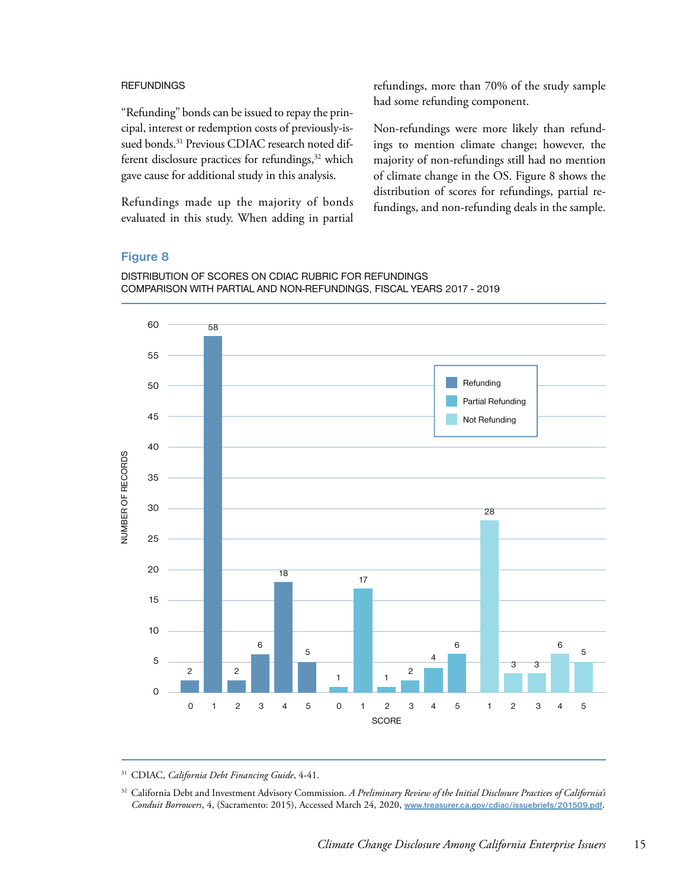### REFUNDINGS

"Refunding" bonds can be issued to repay the principal, interest or redemption costs of previously-issued bonds.[31] Previous CDIAC research noted different disclosure practices for refundings,[32] which gave cause for additional study in this analysis.

Refundings made up the majority of bonds evaluated in this study. When adding in partial refundings, more than 70% of the study sample had some refunding component.

Non-refundings were more likely than refundings to mention climate change; however, the majority of non-refundings still had no mention of climate change in the OS. Figure 8 shows the distribution of scores for refundings, partial refundings, and non-refunding deals in the sample.

**Figure 8**

DISTRIBUTION OF SCORES ON CDIAC RUBRIC FOR REFUNDINGS
COMPARISON WITH PARTIAL AND NON-REFUNDINGS, FISCAL YEARS 2017 - 2019

| Score | Refunding | Partial Refunding | Not Refunding |
|---|---|---|---|
| 0 | 2 | 1 | |
| 1 | 58 | 17 | 28 |
| 2 | 2 | 1 | 3 |
| 3 | 6 | 2 | 3 |
| 4 | 18 | 4 | 6 |
| 5 | 5 | 6 | 5 |

---

[31] CDIAC, *California Debt Financing Guide*, 4-41.

[32] California Debt and Investment Advisory Commission. *A Preliminary Review of the Initial Disclosure Practices of California's Conduit Borrowers*, 4, (Sacramento: 2015), Accessed March 24, 2020, www.treasurer.ca.gov/cdiac/issuebriefs/201509.pdf.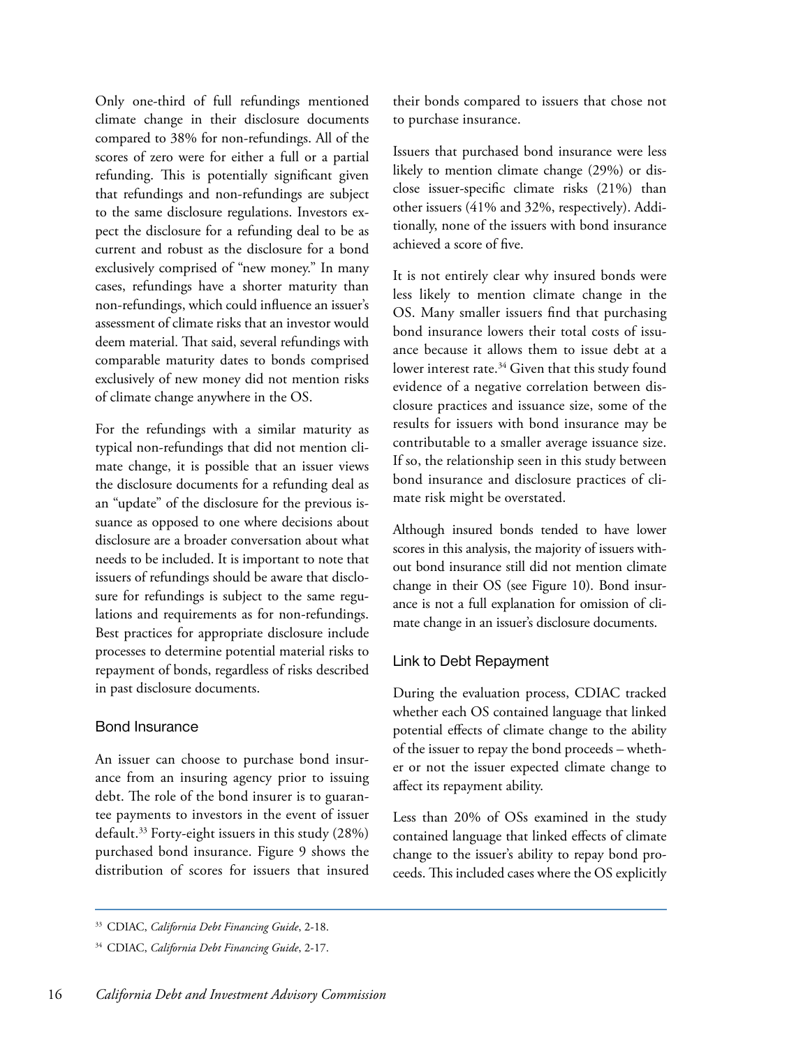Only one-third of full refundings mentioned climate change in their disclosure documents compared to 38% for non-refundings. All of the scores of zero were for either a full or a partial refunding. This is potentially significant given that refundings and non-refundings are subject to the same disclosure regulations. Investors expect the disclosure for a refunding deal to be as current and robust as the disclosure for a bond exclusively comprised of "new money." In many cases, refundings have a shorter maturity than non-refundings, which could influence an issuer's assessment of climate risks that an investor would deem material. That said, several refundings with comparable maturity dates to bonds comprised exclusively of new money did not mention risks of climate change anywhere in the OS.

For the refundings with a similar maturity as typical non-refundings that did not mention climate change, it is possible that an issuer views the disclosure documents for a refunding deal as an "update" of the disclosure for the previous issuance as opposed to one where decisions about disclosure are a broader conversation about what needs to be included. It is important to note that issuers of refundings should be aware that disclosure for refundings is subject to the same regulations and requirements as for non-refundings. Best practices for appropriate disclosure include processes to determine potential material risks to repayment of bonds, regardless of risks described in past disclosure documents.

### Bond Insurance

An issuer can choose to purchase bond insurance from an insuring agency prior to issuing debt. The role of the bond insurer is to guarantee payments to investors in the event of issuer default.[33] Forty-eight issuers in this study (28%) purchased bond insurance. Figure 9 shows the distribution of scores for issuers that insured their bonds compared to issuers that chose not to purchase insurance.

Issuers that purchased bond insurance were less likely to mention climate change (29%) or disclose issuer-specific climate risks (21%) than other issuers (41% and 32%, respectively). Additionally, none of the issuers with bond insurance achieved a score of five.

It is not entirely clear why insured bonds were less likely to mention climate change in the OS. Many smaller issuers find that purchasing bond insurance lowers their total costs of issuance because it allows them to issue debt at a lower interest rate.[34] Given that this study found evidence of a negative correlation between disclosure practices and issuance size, some of the results for issuers with bond insurance may be contributable to a smaller average issuance size. If so, the relationship seen in this study between bond insurance and disclosure practices of climate risk might be overstated.

Although insured bonds tended to have lower scores in this analysis, the majority of issuers without bond insurance still did not mention climate change in their OS (see Figure 10). Bond insurance is not a full explanation for omission of climate change in an issuer's disclosure documents.

### Link to Debt Repayment

During the evaluation process, CDIAC tracked whether each OS contained language that linked potential effects of climate change to the ability of the issuer to repay the bond proceeds – whether or not the issuer expected climate change to affect its repayment ability.

Less than 20% of OSs examined in the study contained language that linked effects of climate change to the issuer's ability to repay bond proceeds. This included cases where the OS explicitly

---

[33] CDIAC, *California Debt Financing Guide*, 2-18.

[34] CDIAC, *California Debt Financing Guide*, 2-17.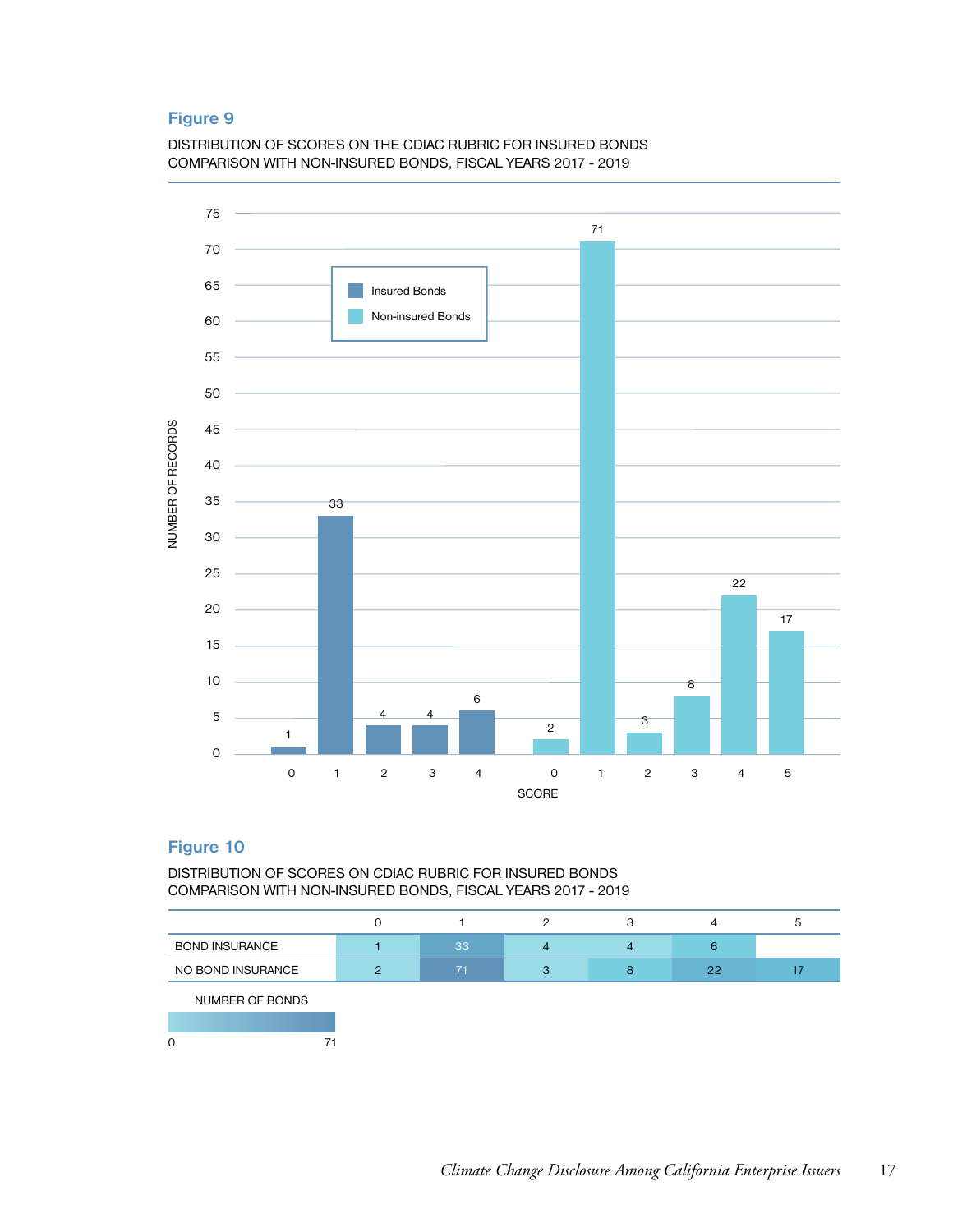## Figure 9

DISTRIBUTION OF SCORES ON THE CDIAC RUBRIC FOR INSURED BONDS COMPARISON WITH NON-INSURED BONDS, FISCAL YEARS 2017 - 2019

| SCORE | Insured Bonds (Number of Records) | Non-insured Bonds (Number of Records) |
|---|---|---|
| 0 | 1 | 2 |
| 1 | 33 | 71 |
| 2 | 4 | 3 |
| 3 | 4 | 8 |
| 4 | 6 | 22 |
| 5 | | 17 |

## Figure 10

DISTRIBUTION OF SCORES ON CDIAC RUBRIC FOR INSURED BONDS COMPARISON WITH NON-INSURED BONDS, FISCAL YEARS 2017 - 2019

| | 0 | 1 | 2 | 3 | 4 | 5 |
|---|---|---|---|---|---|---|
| BOND INSURANCE | 1 | 33 | 4 | 4 | 6 | |
| NO BOND INSURANCE | 2 | 71 | 3 | 8 | 22 | 17 |

NUMBER OF BONDS

0 71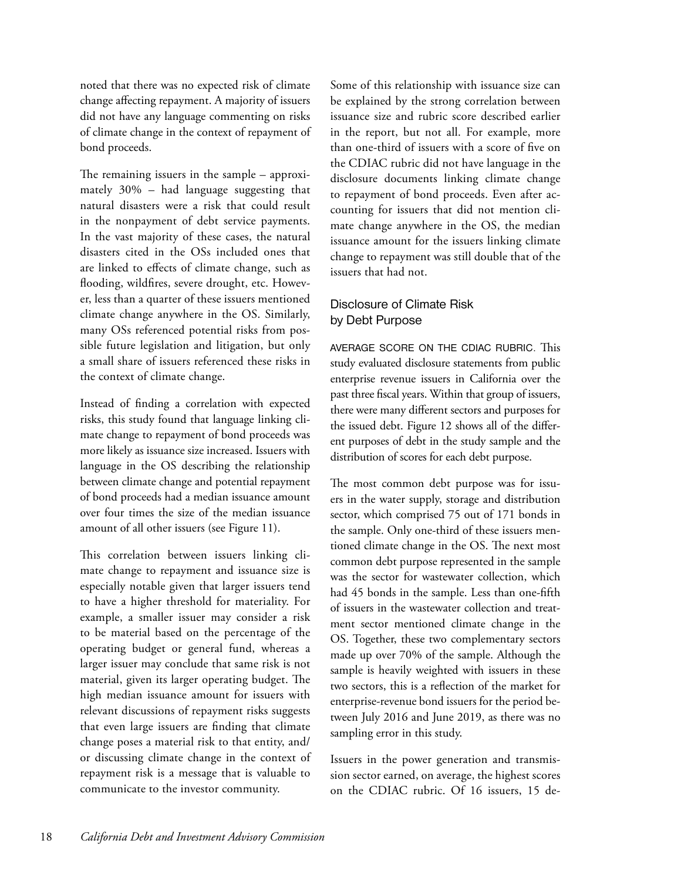noted that there was no expected risk of climate change affecting repayment. A majority of issuers did not have any language commenting on risks of climate change in the context of repayment of bond proceeds.

The remaining issuers in the sample – approximately 30% – had language suggesting that natural disasters were a risk that could result in the nonpayment of debt service payments. In the vast majority of these cases, the natural disasters cited in the OSs included ones that are linked to effects of climate change, such as flooding, wildfires, severe drought, etc. However, less than a quarter of these issuers mentioned climate change anywhere in the OS. Similarly, many OSs referenced potential risks from possible future legislation and litigation, but only a small share of issuers referenced these risks in the context of climate change.

Instead of finding a correlation with expected risks, this study found that language linking climate change to repayment of bond proceeds was more likely as issuance size increased. Issuers with language in the OS describing the relationship between climate change and potential repayment of bond proceeds had a median issuance amount over four times the size of the median issuance amount of all other issuers (see Figure 11).

This correlation between issuers linking climate change to repayment and issuance size is especially notable given that larger issuers tend to have a higher threshold for materiality. For example, a smaller issuer may consider a risk to be material based on the percentage of the operating budget or general fund, whereas a larger issuer may conclude that same risk is not material, given its larger operating budget. The high median issuance amount for issuers with relevant discussions of repayment risks suggests that even large issuers are finding that climate change poses a material risk to that entity, and/or discussing climate change in the context of repayment risk is a message that is valuable to communicate to the investor community.

Some of this relationship with issuance size can be explained by the strong correlation between issuance size and rubric score described earlier in the report, but not all. For example, more than one-third of issuers with a score of five on the CDIAC rubric did not have language in the disclosure documents linking climate change to repayment of bond proceeds. Even after accounting for issuers that did not mention climate change anywhere in the OS, the median issuance amount for the issuers linking climate change to repayment was still double that of the issuers that had not.

## Disclosure of Climate Risk by Debt Purpose

AVERAGE SCORE ON THE CDIAC RUBRIC. This study evaluated disclosure statements from public enterprise revenue issuers in California over the past three fiscal years. Within that group of issuers, there were many different sectors and purposes for the issued debt. Figure 12 shows all of the different purposes of debt in the study sample and the distribution of scores for each debt purpose.

The most common debt purpose was for issuers in the water supply, storage and distribution sector, which comprised 75 out of 171 bonds in the sample. Only one-third of these issuers mentioned climate change in the OS. The next most common debt purpose represented in the sample was the sector for wastewater collection, which had 45 bonds in the sample. Less than one-fifth of issuers in the wastewater collection and treatment sector mentioned climate change in the OS. Together, these two complementary sectors made up over 70% of the sample. Although the sample is heavily weighted with issuers in these two sectors, this is a reflection of the market for enterprise-revenue bond issuers for the period between July 2016 and June 2019, as there was no sampling error in this study.

Issuers in the power generation and transmission sector earned, on average, the highest scores on the CDIAC rubric. Of 16 issuers, 15 de-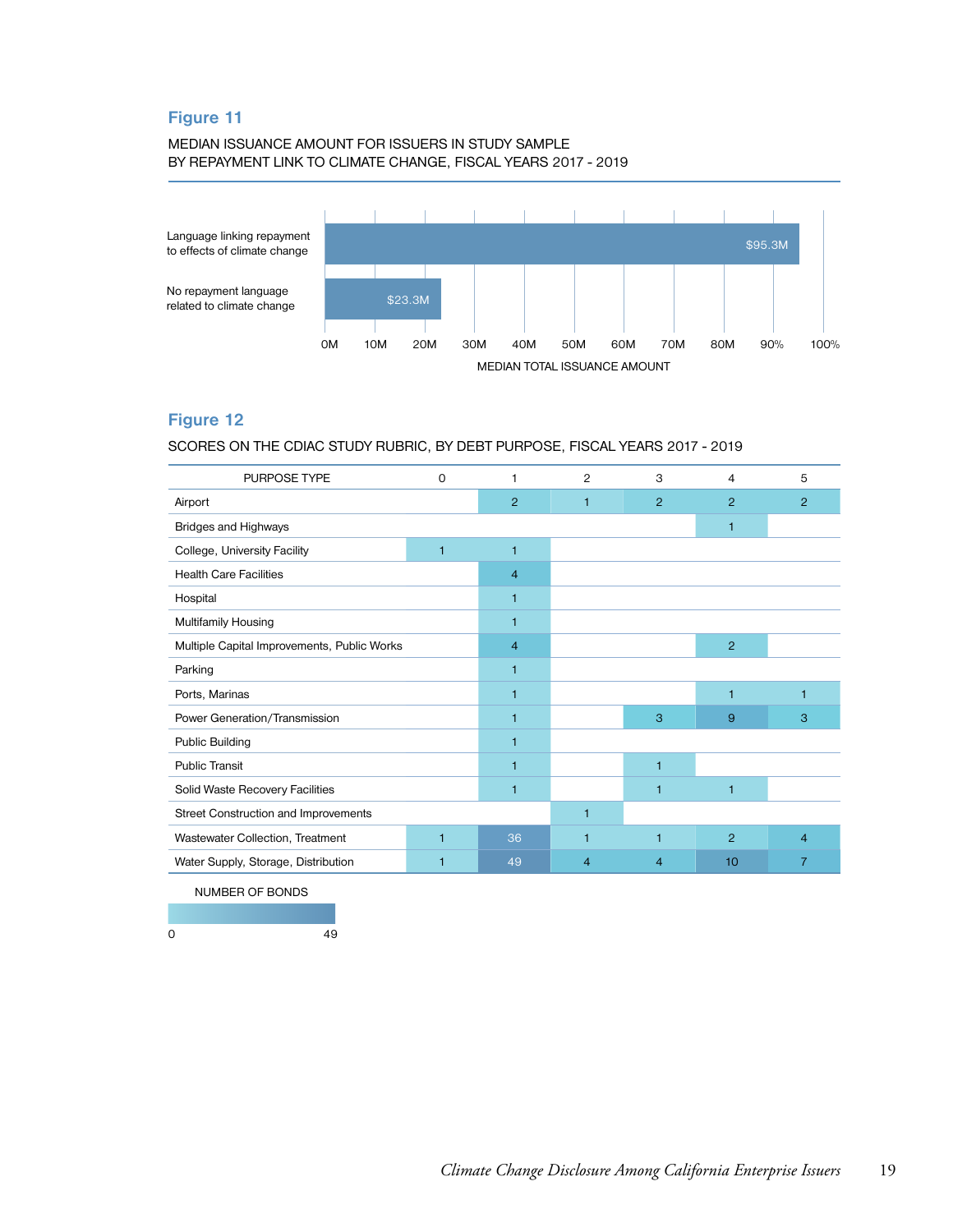## Figure 11

MEDIAN ISSUANCE AMOUNT FOR ISSUERS IN STUDY SAMPLE
BY REPAYMENT LINK TO CLIMATE CHANGE, FISCAL YEARS 2017 - 2019

| Repayment Link | Median Total Issuance Amount |
|---|---|
| Language linking repayment to effects of climate change | $95.3M |
| No repayment language related to climate change | $23.3M |

0M 10M 20M 30M 40M 50M 60M 70M 80M 90% 100%

MEDIAN TOTAL ISSUANCE AMOUNT

## Figure 12

SCORES ON THE CDIAC STUDY RUBRIC, BY DEBT PURPOSE, FISCAL YEARS 2017 - 2019

| PURPOSE TYPE | 0 | 1 | 2 | 3 | 4 | 5 |
|---|---|---|---|---|---|---|
| Airport | | 2 | 1 | 2 | 2 | 2 |
| Bridges and Highways | | | | | 1 | |
| College, University Facility | 1 | 1 | | | | |
| Health Care Facilities | | 4 | | | | |
| Hospital | | 1 | | | | |
| Multifamily Housing | | 1 | | | | |
| Multiple Capital Improvements, Public Works | | 4 | | | 2 | |
| Parking | | 1 | | | | |
| Ports, Marinas | | 1 | | | 1 | 1 |
| Power Generation/Transmission | | 1 | | 3 | 9 | 3 |
| Public Building | | 1 | | | | |
| Public Transit | | 1 | | 1 | | |
| Solid Waste Recovery Facilities | | 1 | | 1 | 1 | |
| Street Construction and Improvements | | | 1 | | | |
| Wastewater Collection, Treatment | 1 | 36 | 1 | 1 | 2 | 4 |
| Water Supply, Storage, Distribution | 1 | 49 | 4 | 4 | 10 | 7 |

NUMBER OF BONDS

0 49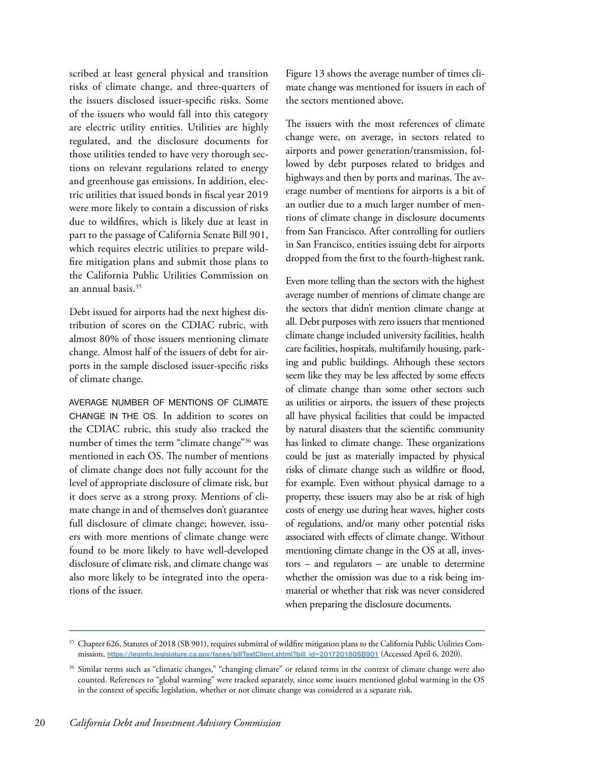scribed at least general physical and transition risks of climate change, and three-quarters of the issuers disclosed issuer-specific risks. Some of the issuers who would fall into this category are electric utility entities. Utilities are highly regulated, and the disclosure documents for those utilities tended to have very thorough sections on relevant regulations related to energy and greenhouse gas emissions. In addition, electric utilities that issued bonds in fiscal year 2019 were more likely to contain a discussion of risks due to wildfires, which is likely due at least in part to the passage of California Senate Bill 901, which requires electric utilities to prepare wildfire mitigation plans and submit those plans to the California Public Utilities Commission on an annual basis.[35]

Debt issued for airports had the next highest distribution of scores on the CDIAC rubric, with almost 80% of those issuers mentioning climate change. Almost half of the issuers of debt for airports in the sample disclosed issuer-specific risks of climate change.

AVERAGE NUMBER OF MENTIONS OF CLIMATE CHANGE IN THE OS. In addition to scores on the CDIAC rubric, this study also tracked the number of times the term "climate change"[36] was mentioned in each OS. The number of mentions of climate change does not fully account for the level of appropriate disclosure of climate risk, but it does serve as a strong proxy. Mentions of climate change in and of themselves don't guarantee full disclosure of climate change; however, issuers with more mentions of climate change were found to be more likely to have well-developed disclosure of climate risk, and climate change was also more likely to be integrated into the operations of the issuer.

Figure 13 shows the average number of times climate change was mentioned for issuers in each of the sectors mentioned above.

The issuers with the most references of climate change were, on average, in sectors related to airports and power generation/transmission, followed by debt purposes related to bridges and highways and then by ports and marinas. The average number of mentions for airports is a bit of an outlier due to a much larger number of mentions of climate change in disclosure documents from San Francisco. After controlling for outliers in San Francisco, entities issuing debt for airports dropped from the first to the fourth-highest rank.

Even more telling than the sectors with the highest average number of mentions of climate change are the sectors that didn't mention climate change at all. Debt purposes with zero issuers that mentioned climate change included university facilities, health care facilities, hospitals, multifamily housing, parking and public buildings. Although these sectors seem like they may be less affected by some effects of climate change than some other sectors such as utilities or airports, the issuers of these projects all have physical facilities that could be impacted by natural disasters that the scientific community has linked to climate change. These organizations could be just as materially impacted by physical risks of climate change such as wildfire or flood, for example. Even without physical damage to a property, these issuers may also be at risk of high costs of energy use during heat waves, higher costs of regulations, and/or many other potential risks associated with effects of climate change. Without mentioning climate change in the OS at all, investors – and regulators – are unable to determine whether the omission was due to a risk being immaterial or whether that risk was never considered when preparing the disclosure documents.

---

[35] Chapter 626, Statutes of 2018 (SB 901), requires submittal of wildfire mitigation plans to the California Public Utilities Commission, https://leginfo.legislature.ca.gov/faces/billTextClient.xhtml?bill_id=201720180SB901 (Accessed April 6, 2020).

[36] Similar terms such as "climatic changes," "changing climate" or related terms in the context of climate change were also counted. References to "global warming" were tracked separately, since some issuers mentioned global warming in the OS in the context of specific legislation, whether or not climate change was considered as a separate risk.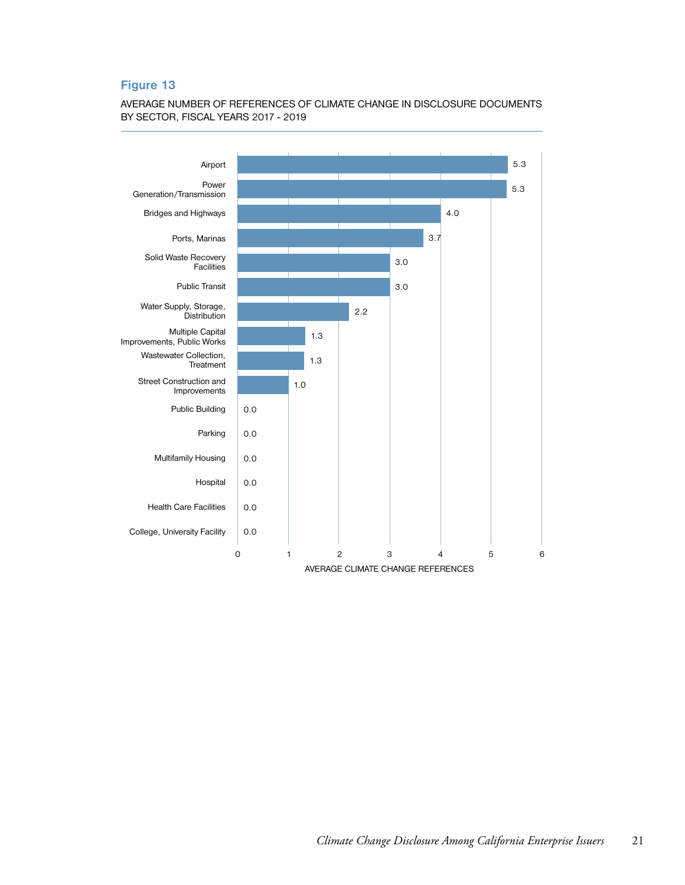**Figure 13**

AVERAGE NUMBER OF REFERENCES OF CLIMATE CHANGE IN DISCLOSURE DOCUMENTS BY SECTOR, FISCAL YEARS 2017 - 2019

| Sector | Average Climate Change References |
|---|---|
| Airport | 5.3 |
| Power Generation/Transmission | 5.3 |
| Bridges and Highways | 4.0 |
| Ports, Marinas | 3.7 |
| Solid Waste Recovery Facilities | 3.0 |
| Public Transit | 3.0 |
| Water Supply, Storage, Distribution | 2.2 |
| Multiple Capital Improvements, Public Works | 1.3 |
| Wastewater Collection, Treatment | 1.3 |
| Street Construction and Improvements | 1.0 |
| Public Building | 0.0 |
| Parking | 0.0 |
| Multifamily Housing | 0.0 |
| Hospital | 0.0 |
| Health Care Facilities | 0.0 |
| College, University Facility | 0.0 |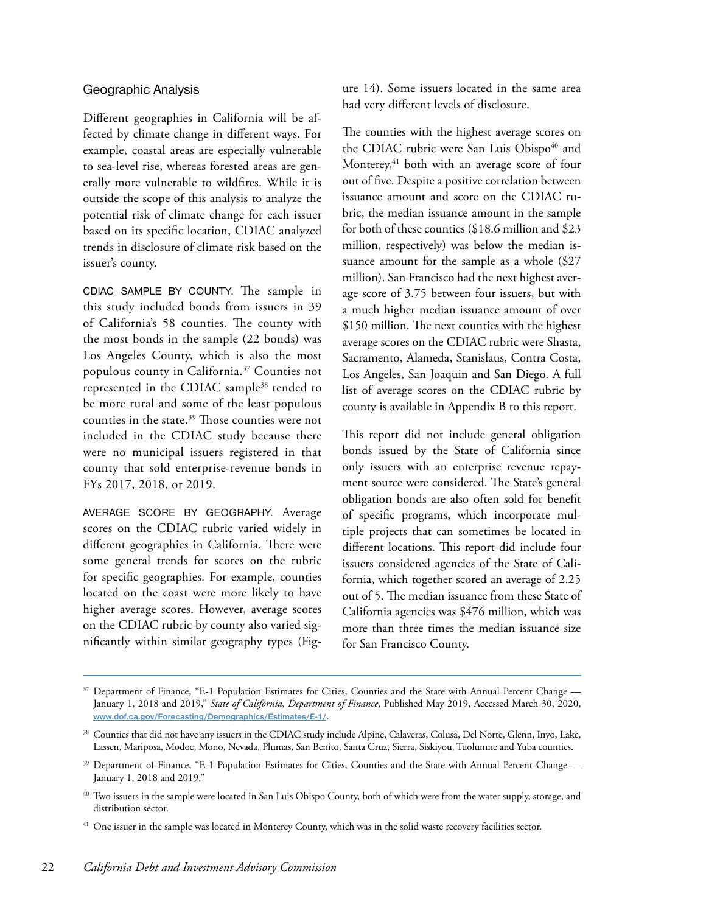### Geographic Analysis

Different geographies in California will be affected by climate change in different ways. For example, coastal areas are especially vulnerable to sea-level rise, whereas forested areas are generally more vulnerable to wildfires. While it is outside the scope of this analysis to analyze the potential risk of climate change for each issuer based on its specific location, CDIAC analyzed trends in disclosure of climate risk based on the issuer's county.

CDIAC SAMPLE BY COUNTY. The sample in this study included bonds from issuers in 39 of California's 58 counties. The county with the most bonds in the sample (22 bonds) was Los Angeles County, which is also the most populous county in California.[37] Counties not represented in the CDIAC sample[38] tended to be more rural and some of the least populous counties in the state.[39] Those counties were not included in the CDIAC study because there were no municipal issuers registered in that county that sold enterprise-revenue bonds in FYs 2017, 2018, or 2019.

AVERAGE SCORE BY GEOGRAPHY. Average scores on the CDIAC rubric varied widely in different geographies in California. There were some general trends for scores on the rubric for specific geographies. For example, counties located on the coast were more likely to have higher average scores. However, average scores on the CDIAC rubric by county also varied significantly within similar geography types (Figure 14). Some issuers located in the same area had very different levels of disclosure.

The counties with the highest average scores on the CDIAC rubric were San Luis Obispo[40] and Monterey,[41] both with an average score of four out of five. Despite a positive correlation between issuance amount and score on the CDIAC rubric, the median issuance amount in the sample for both of these counties ($18.6 million and $23 million, respectively) was below the median issuance amount for the sample as a whole ($27 million). San Francisco had the next highest average score of 3.75 between four issuers, but with a much higher median issuance amount of over $150 million. The next counties with the highest average scores on the CDIAC rubric were Shasta, Sacramento, Alameda, Stanislaus, Contra Costa, Los Angeles, San Joaquin and San Diego. A full list of average scores on the CDIAC rubric by county is available in Appendix B to this report.

This report did not include general obligation bonds issued by the State of California since only issuers with an enterprise revenue repayment source were considered. The State's general obligation bonds are also often sold for benefit of specific programs, which incorporate multiple projects that can sometimes be located in different locations. This report did include four issuers considered agencies of the State of California, which together scored an average of 2.25 out of 5. The median issuance from these State of California agencies was $476 million, which was more than three times the median issuance size for San Francisco County.

---

[37] Department of Finance, "E-1 Population Estimates for Cities, Counties and the State with Annual Percent Change — January 1, 2018 and 2019," *State of California, Department of Finance*, Published May 2019, Accessed March 30, 2020, www.dof.ca.gov/Forecasting/Demographics/Estimates/E-1/.

[38] Counties that did not have any issuers in the CDIAC study include Alpine, Calaveras, Colusa, Del Norte, Glenn, Inyo, Lake, Lassen, Mariposa, Modoc, Mono, Nevada, Plumas, San Benito, Santa Cruz, Sierra, Siskiyou, Tuolumne and Yuba counties.

[39] Department of Finance, "E-1 Population Estimates for Cities, Counties and the State with Annual Percent Change — January 1, 2018 and 2019."

[40] Two issuers in the sample were located in San Luis Obispo County, both of which were from the water supply, storage, and distribution sector.

[41] One issuer in the sample was located in Monterey County, which was in the solid waste recovery facilities sector.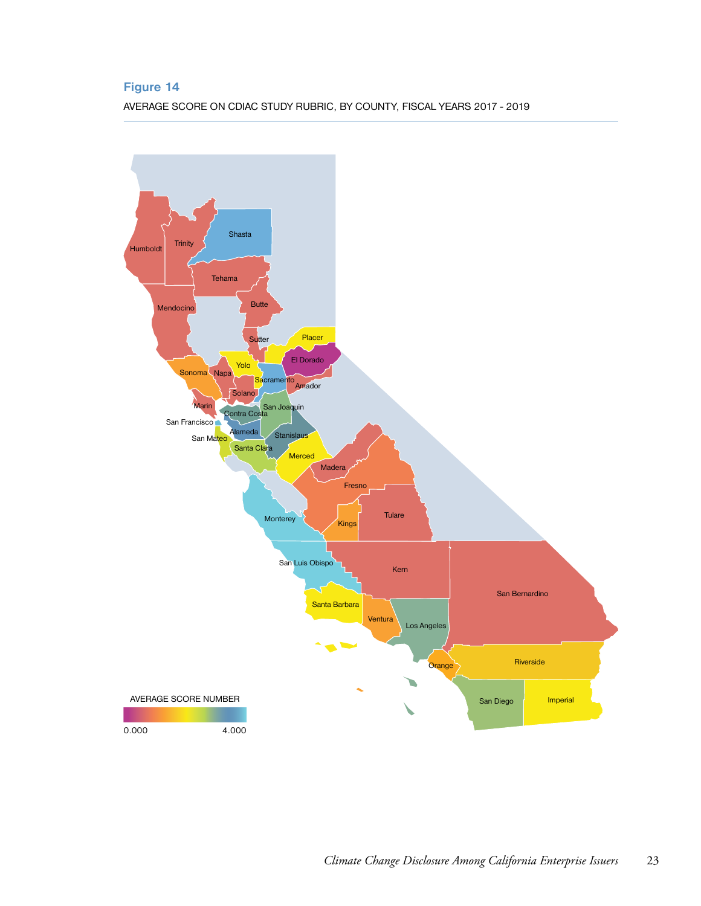## Figure 14

AVERAGE SCORE ON CDIAC STUDY RUBRIC, BY COUNTY, FISCAL YEARS 2017 - 2019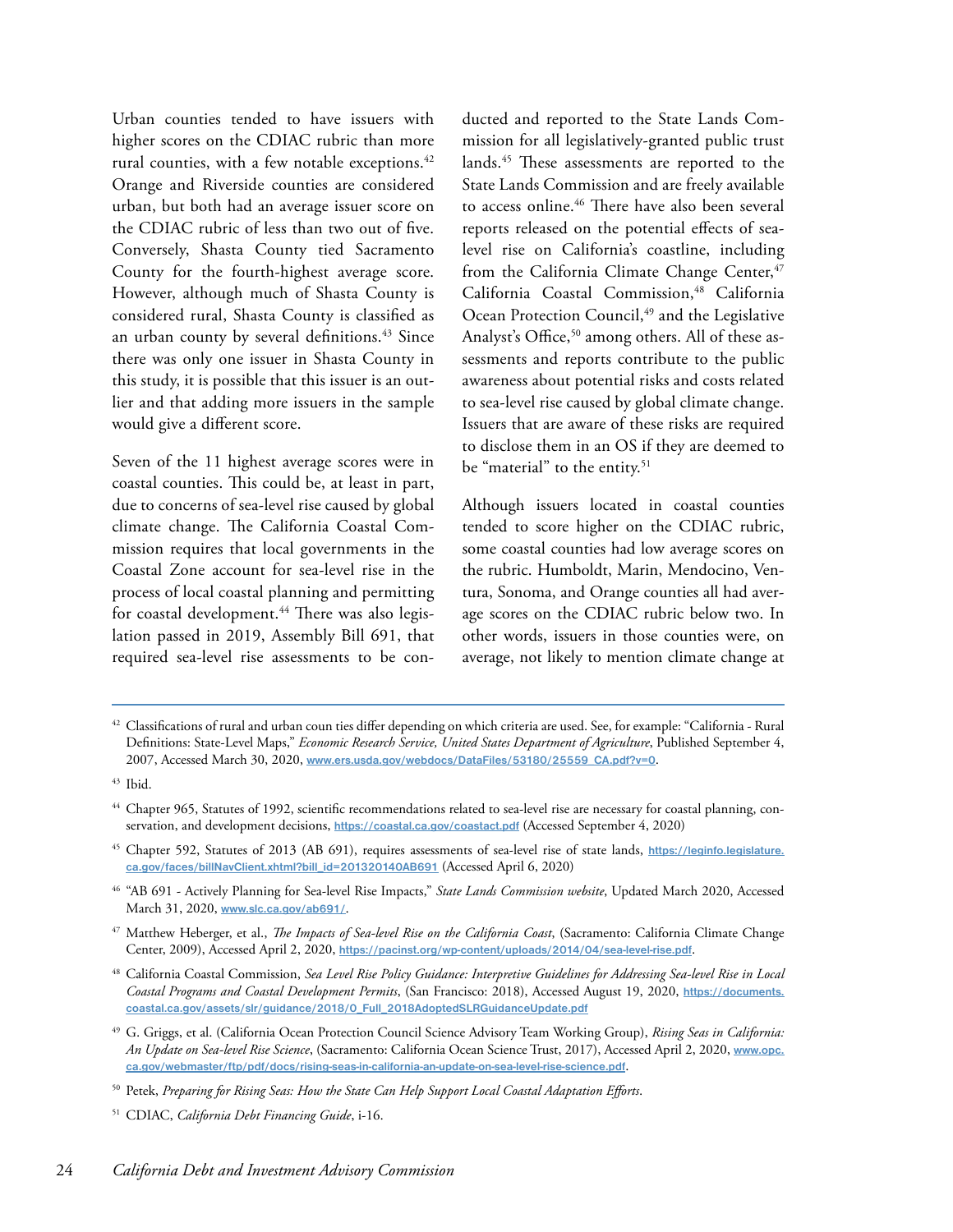Urban counties tended to have issuers with higher scores on the CDIAC rubric than more rural counties, with a few notable exceptions.[42] Orange and Riverside counties are considered urban, but both had an average issuer score on the CDIAC rubric of less than two out of five. Conversely, Shasta County tied Sacramento County for the fourth-highest average score. However, although much of Shasta County is considered rural, Shasta County is classified as an urban county by several definitions.[43] Since there was only one issuer in Shasta County in this study, it is possible that this issuer is an outlier and that adding more issuers in the sample would give a different score.

Seven of the 11 highest average scores were in coastal counties. This could be, at least in part, due to concerns of sea-level rise caused by global climate change. The California Coastal Commission requires that local governments in the Coastal Zone account for sea-level rise in the process of local coastal planning and permitting for coastal development.[44] There was also legislation passed in 2019, Assembly Bill 691, that required sea-level rise assessments to be conducted and reported to the State Lands Commission for all legislatively-granted public trust lands.[45] These assessments are reported to the State Lands Commission and are freely available to access online.[46] There have also been several reports released on the potential effects of sea-level rise on California's coastline, including from the California Climate Change Center,[47] California Coastal Commission,[48] California Ocean Protection Council,[49] and the Legislative Analyst's Office,[50] among others. All of these assessments and reports contribute to the public awareness about potential risks and costs related to sea-level rise caused by global climate change. Issuers that are aware of these risks are required to disclose them in an OS if they are deemed to be "material" to the entity.[51]

Although issuers located in coastal counties tended to score higher on the CDIAC rubric, some coastal counties had low average scores on the rubric. Humboldt, Marin, Mendocino, Ventura, Sonoma, and Orange counties all had average scores on the CDIAC rubric below two. In other words, issuers in those counties were, on average, not likely to mention climate change at

---

[42] Classifications of rural and urban coun ties differ depending on which criteria are used. See, for example: "California - Rural Definitions: State-Level Maps," *Economic Research Service, United States Department of Agriculture*, Published September 4, 2007, Accessed March 30, 2020, www.ers.usda.gov/webdocs/DataFiles/53180/25559_CA.pdf?v=0.

[43] Ibid.

[44] Chapter 965, Statutes of 1992, scientific recommendations related to sea-level rise are necessary for coastal planning, conservation, and development decisions, https://coastal.ca.gov/coastact.pdf (Accessed September 4, 2020)

[45] Chapter 592, Statutes of 2013 (AB 691), requires assessments of sea-level rise of state lands, https://leginfo.legislature.ca.gov/faces/billNavClient.xhtml?bill_id=201320140AB691 (Accessed April 6, 2020)

[46] "AB 691 - Actively Planning for Sea-level Rise Impacts," *State Lands Commission website*, Updated March 2020, Accessed March 31, 2020, www.slc.ca.gov/ab691/.

[47] Matthew Heberger, et al., *The Impacts of Sea-level Rise on the California Coast*, (Sacramento: California Climate Change Center, 2009), Accessed April 2, 2020, https://pacinst.org/wp-content/uploads/2014/04/sea-level-rise.pdf.

[48] California Coastal Commission, *Sea Level Rise Policy Guidance: Interpretive Guidelines for Addressing Sea-level Rise in Local Coastal Programs and Coastal Development Permits*, (San Francisco: 2018), Accessed August 19, 2020, https://documents.coastal.ca.gov/assets/slr/guidance/2018/0_Full_2018AdoptedSLRGuidanceUpdate.pdf

[49] G. Griggs, et al. (California Ocean Protection Council Science Advisory Team Working Group), *Rising Seas in California: An Update on Sea-level Rise Science*, (Sacramento: California Ocean Science Trust, 2017), Accessed April 2, 2020, www.opc.ca.gov/webmaster/ftp/pdf/docs/rising-seas-in-california-an-update-on-sea-level-rise-science.pdf.

[50] Petek, *Preparing for Rising Seas: How the State Can Help Support Local Coastal Adaptation Efforts*.

[51] CDIAC, *California Debt Financing Guide*, i-16.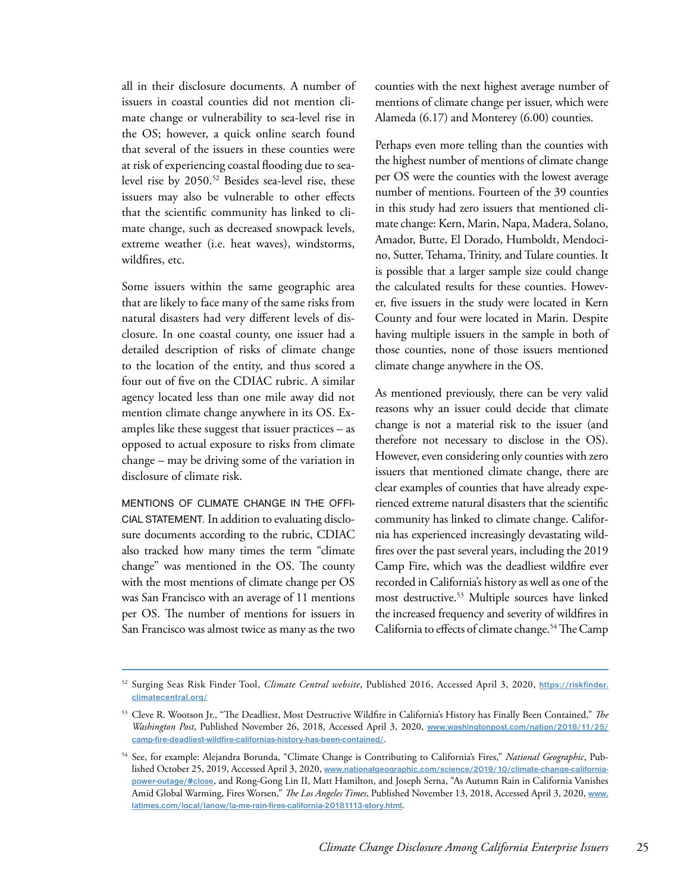all in their disclosure documents. A number of issuers in coastal counties did not mention climate change or vulnerability to sea-level rise in the OS; however, a quick online search found that several of the issuers in these counties were at risk of experiencing coastal flooding due to sea-level rise by 2050.[52] Besides sea-level rise, these issuers may also be vulnerable to other effects that the scientific community has linked to climate change, such as decreased snowpack levels, extreme weather (i.e. heat waves), windstorms, wildfires, etc.

Some issuers within the same geographic area that are likely to face many of the same risks from natural disasters had very different levels of disclosure. In one coastal county, one issuer had a detailed description of risks of climate change to the location of the entity, and thus scored a four out of five on the CDIAC rubric. A similar agency located less than one mile away did not mention climate change anywhere in its OS. Examples like these suggest that issuer practices – as opposed to actual exposure to risks from climate change – may be driving some of the variation in disclosure of climate risk.

MENTIONS OF CLIMATE CHANGE IN THE OFFICIAL STATEMENT. In addition to evaluating disclosure documents according to the rubric, CDIAC also tracked how many times the term "climate change" was mentioned in the OS. The county with the most mentions of climate change per OS was San Francisco with an average of 11 mentions per OS. The number of mentions for issuers in San Francisco was almost twice as many as the two counties with the next highest average number of mentions of climate change per issuer, which were Alameda (6.17) and Monterey (6.00) counties.

Perhaps even more telling than the counties with the highest number of mentions of climate change per OS were the counties with the lowest average number of mentions. Fourteen of the 39 counties in this study had zero issuers that mentioned climate change: Kern, Marin, Napa, Madera, Solano, Amador, Butte, El Dorado, Humboldt, Mendocino, Sutter, Tehama, Trinity, and Tulare counties. It is possible that a larger sample size could change the calculated results for these counties. However, five issuers in the study were located in Kern County and four were located in Marin. Despite having multiple issuers in the sample in both of those counties, none of those issuers mentioned climate change anywhere in the OS.

As mentioned previously, there can be very valid reasons why an issuer could decide that climate change is not a material risk to the issuer (and therefore not necessary to disclose in the OS). However, even considering only counties with zero issuers that mentioned climate change, there are clear examples of counties that have already experienced extreme natural disasters that the scientific community has linked to climate change. California has experienced increasingly devastating wildfires over the past several years, including the 2019 Camp Fire, which was the deadliest wildfire ever recorded in California's history as well as one of the most destructive.[53] Multiple sources have linked the increased frequency and severity of wildfires in California to effects of climate change.[54] The Camp

---

[52] Surging Seas Risk Finder Tool, *Climate Central website*, Published 2016, Accessed April 3, 2020, https://riskfinder.climatecentral.org/

[53] Cleve R. Wootson Jr., "The Deadliest, Most Destructive Wildfire in California's History has Finally Been Contained," *The Washington Post*, Published November 26, 2018, Accessed April 3, 2020, www.washingtonpost.com/nation/2018/11/25/camp-fire-deadliest-wildfire-californias-history-has-been-contained/.

[54] See, for example: Alejandra Borunda, "Climate Change is Contributing to California's Fires," *National Geographic*, Published October 25, 2019, Accessed April 3, 2020, www.nationalgeographic.com/science/2019/10/climate-change-california-power-outage/#close, and Rong-Gong Lin II, Matt Hamilton, and Joseph Serna, "As Autumn Rain in California Vanishes Amid Global Warming, Fires Worsen," *The Los Angeles Times*, Published November 13, 2018, Accessed April 3, 2020, www.latimes.com/local/lanow/la-me-rain-fires-california-20181113-story.html.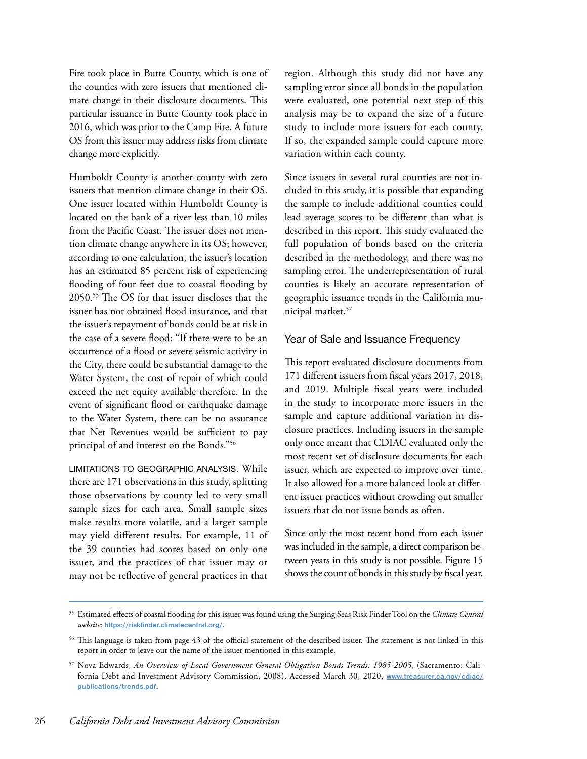Fire took place in Butte County, which is one of the counties with zero issuers that mentioned climate change in their disclosure documents. This particular issuance in Butte County took place in 2016, which was prior to the Camp Fire. A future OS from this issuer may address risks from climate change more explicitly.

Humboldt County is another county with zero issuers that mention climate change in their OS. One issuer located within Humboldt County is located on the bank of a river less than 10 miles from the Pacific Coast. The issuer does not mention climate change anywhere in its OS; however, according to one calculation, the issuer's location has an estimated 85 percent risk of experiencing flooding of four feet due to coastal flooding by 2050.[55] The OS for that issuer discloses that the issuer has not obtained flood insurance, and that the issuer's repayment of bonds could be at risk in the case of a severe flood: "If there were to be an occurrence of a flood or severe seismic activity in the City, there could be substantial damage to the Water System, the cost of repair of which could exceed the net equity available therefore. In the event of significant flood or earthquake damage to the Water System, there can be no assurance that Net Revenues would be sufficient to pay principal of and interest on the Bonds."[56]

LIMITATIONS TO GEOGRAPHIC ANALYSIS. While there are 171 observations in this study, splitting those observations by county led to very small sample sizes for each area. Small sample sizes make results more volatile, and a larger sample may yield different results. For example, 11 of the 39 counties had scores based on only one issuer, and the practices of that issuer may or may not be reflective of general practices in that region. Although this study did not have any sampling error since all bonds in the population were evaluated, one potential next step of this analysis may be to expand the size of a future study to include more issuers for each county. If so, the expanded sample could capture more variation within each county.

Since issuers in several rural counties are not included in this study, it is possible that expanding the sample to include additional counties could lead average scores to be different than what is described in this report. This study evaluated the full population of bonds based on the criteria described in the methodology, and there was no sampling error. The underrepresentation of rural counties is likely an accurate representation of geographic issuance trends in the California municipal market.[57]

### Year of Sale and Issuance Frequency

This report evaluated disclosure documents from 171 different issuers from fiscal years 2017, 2018, and 2019. Multiple fiscal years were included in the study to incorporate more issuers in the sample and capture additional variation in disclosure practices. Including issuers in the sample only once meant that CDIAC evaluated only the most recent set of disclosure documents for each issuer, which are expected to improve over time. It also allowed for a more balanced look at different issuer practices without crowding out smaller issuers that do not issue bonds as often.

Since only the most recent bond from each issuer was included in the sample, a direct comparison between years in this study is not possible. Figure 15 shows the count of bonds in this study by fiscal year.

---

[55] Estimated effects of coastal flooding for this issuer was found using the Surging Seas Risk Finder Tool on the *Climate Central website*: https://riskfinder.climatecentral.org/.

[56] This language is taken from page 43 of the official statement of the described issuer. The statement is not linked in this report in order to leave out the name of the issuer mentioned in this example.

[57] Nova Edwards, *An Overview of Local Government General Obligation Bonds Trends: 1985-2005*, (Sacramento: California Debt and Investment Advisory Commission, 2008), Accessed March 30, 2020, www.treasurer.ca.gov/cdiac/publications/trends.pdf.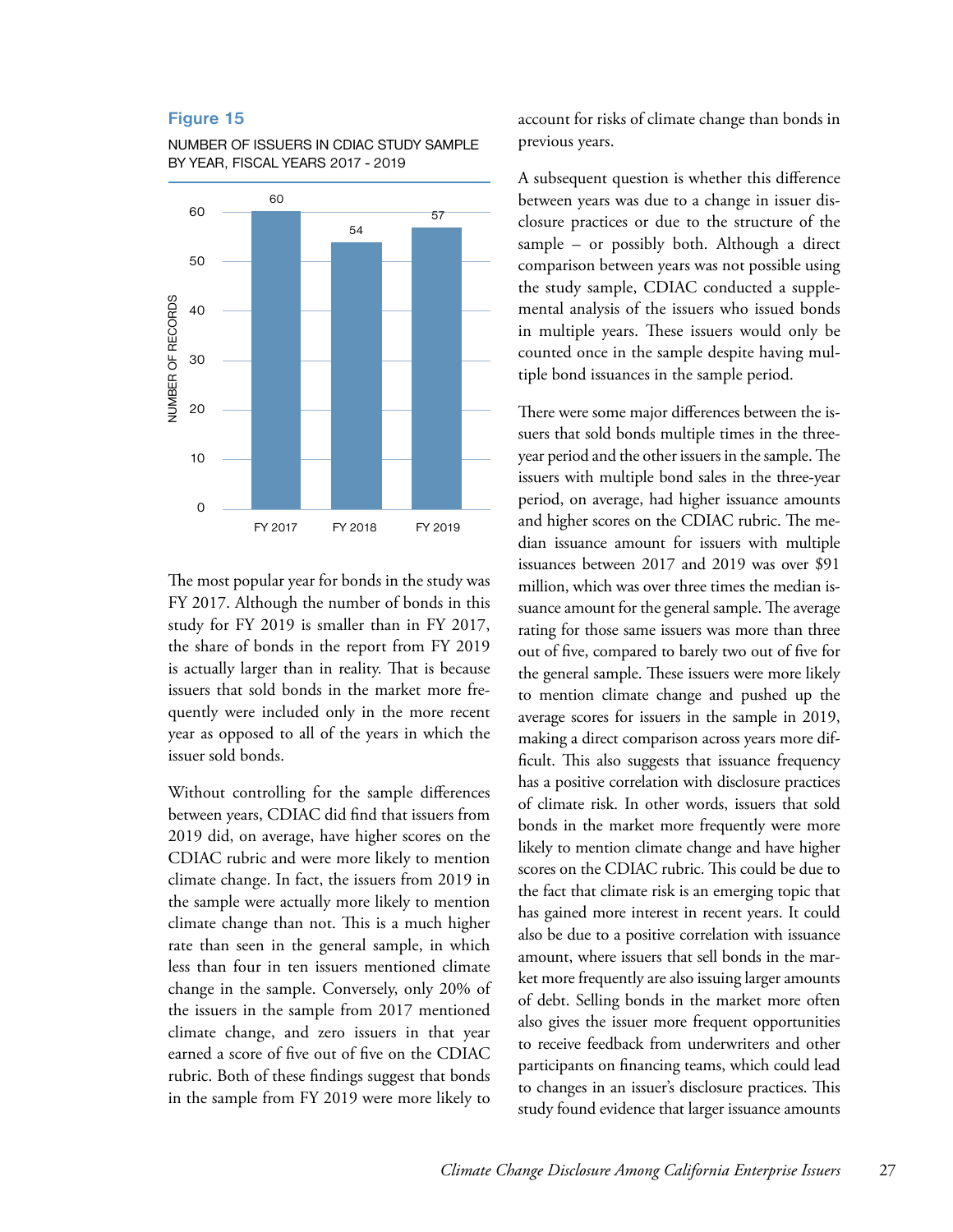**Figure 15**

NUMBER OF ISSUERS IN CDIAC STUDY SAMPLE BY YEAR, FISCAL YEARS 2017 - 2019

| Fiscal Year | Number of Records |
|---|---|
| FY 2017 | 60 |
| FY 2018 | 54 |
| FY 2019 | 57 |

The most popular year for bonds in the study was FY 2017. Although the number of bonds in this study for FY 2019 is smaller than in FY 2017, the share of bonds in the report from FY 2019 is actually larger than in reality. That is because issuers that sold bonds in the market more frequently were included only in the more recent year as opposed to all of the years in which the issuer sold bonds.

Without controlling for the sample differences between years, CDIAC did find that issuers from 2019 did, on average, have higher scores on the CDIAC rubric and were more likely to mention climate change. In fact, the issuers from 2019 in the sample were actually more likely to mention climate change than not. This is a much higher rate than seen in the general sample, in which less than four in ten issuers mentioned climate change in the sample. Conversely, only 20% of the issuers in the sample from 2017 mentioned climate change, and zero issuers in that year earned a score of five out of five on the CDIAC rubric. Both of these findings suggest that bonds in the sample from FY 2019 were more likely to account for risks of climate change than bonds in previous years.

A subsequent question is whether this difference between years was due to a change in issuer disclosure practices or due to the structure of the sample – or possibly both. Although a direct comparison between years was not possible using the study sample, CDIAC conducted a supplemental analysis of the issuers who issued bonds in multiple years. These issuers would only be counted once in the sample despite having multiple bond issuances in the sample period.

There were some major differences between the issuers that sold bonds multiple times in the three-year period and the other issuers in the sample. The issuers with multiple bond sales in the three-year period, on average, had higher issuance amounts and higher scores on the CDIAC rubric. The median issuance amount for issuers with multiple issuances between 2017 and 2019 was over $91 million, which was over three times the median issuance amount for the general sample. The average rating for those same issuers was more than three out of five, compared to barely two out of five for the general sample. These issuers were more likely to mention climate change and pushed up the average scores for issuers in the sample in 2019, making a direct comparison across years more difficult. This also suggests that issuance frequency has a positive correlation with disclosure practices of climate risk. In other words, issuers that sold bonds in the market more frequently were more likely to mention climate change and have higher scores on the CDIAC rubric. This could be due to the fact that climate risk is an emerging topic that has gained more interest in recent years. It could also be due to a positive correlation with issuance amount, where issuers that sell bonds in the market more frequently are also issuing larger amounts of debt. Selling bonds in the market more often also gives the issuer more frequent opportunities to receive feedback from underwriters and other participants on financing teams, which could lead to changes in an issuer's disclosure practices. This study found evidence that larger issuance amounts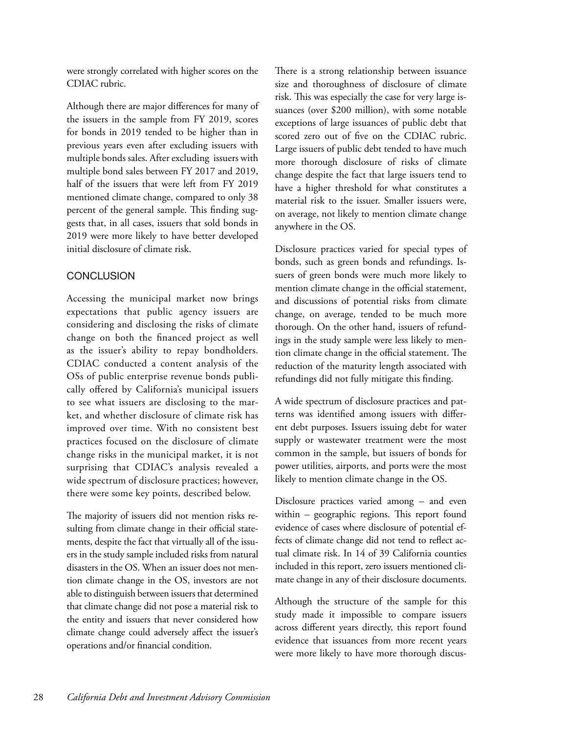were strongly correlated with higher scores on the CDIAC rubric.

Although there are major differences for many of the issuers in the sample from FY 2019, scores for bonds in 2019 tended to be higher than in previous years even after excluding issuers with multiple bonds sales. After excluding issuers with multiple bond sales between FY 2017 and 2019, half of the issuers that were left from FY 2019 mentioned climate change, compared to only 38 percent of the general sample. This finding suggests that, in all cases, issuers that sold bonds in 2019 were more likely to have better developed initial disclosure of climate risk.

## CONCLUSION

Accessing the municipal market now brings expectations that public agency issuers are considering and disclosing the risks of climate change on both the financed project as well as the issuer's ability to repay bondholders. CDIAC conducted a content analysis of the OSs of public enterprise revenue bonds publically offered by California's municipal issuers to see what issuers are disclosing to the market, and whether disclosure of climate risk has improved over time. With no consistent best practices focused on the disclosure of climate change risks in the municipal market, it is not surprising that CDIAC's analysis revealed a wide spectrum of disclosure practices; however, there were some key points, described below.

The majority of issuers did not mention risks resulting from climate change in their official statements, despite the fact that virtually all of the issuers in the study sample included risks from natural disasters in the OS. When an issuer does not mention climate change in the OS, investors are not able to distinguish between issuers that determined that climate change did not pose a material risk to the entity and issuers that never considered how climate change could adversely affect the issuer's operations and/or financial condition.

There is a strong relationship between issuance size and thoroughness of disclosure of climate risk. This was especially the case for very large issuances (over $200 million), with some notable exceptions of large issuances of public debt that scored zero out of five on the CDIAC rubric. Large issuers of public debt tended to have much more thorough disclosure of risks of climate change despite the fact that large issuers tend to have a higher threshold for what constitutes a material risk to the issuer. Smaller issuers were, on average, not likely to mention climate change anywhere in the OS.

Disclosure practices varied for special types of bonds, such as green bonds and refundings. Issuers of green bonds were much more likely to mention climate change in the official statement, and discussions of potential risks from climate change, on average, tended to be much more thorough. On the other hand, issuers of refundings in the study sample were less likely to mention climate change in the official statement. The reduction of the maturity length associated with refundings did not fully mitigate this finding.

A wide spectrum of disclosure practices and patterns was identified among issuers with different debt purposes. Issuers issuing debt for water supply or wastewater treatment were the most common in the sample, but issuers of bonds for power utilities, airports, and ports were the most likely to mention climate change in the OS.

Disclosure practices varied among – and even within – geographic regions. This report found evidence of cases where disclosure of potential effects of climate change did not tend to reflect actual climate risk. In 14 of 39 California counties included in this report, zero issuers mentioned climate change in any of their disclosure documents.

Although the structure of the sample for this study made it impossible to compare issuers across different years directly, this report found evidence that issuances from more recent years were more likely to have more thorough discus-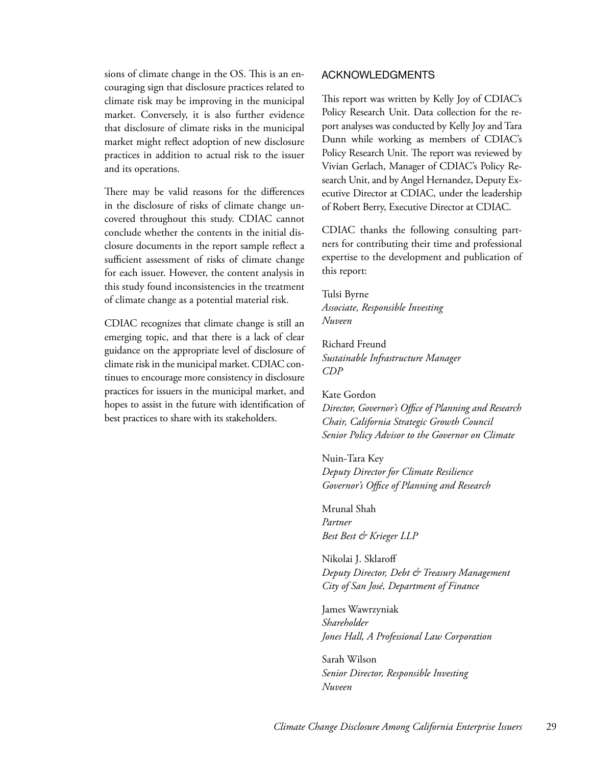sions of climate change in the OS. This is an encouraging sign that disclosure practices related to climate risk may be improving in the municipal market. Conversely, it is also further evidence that disclosure of climate risks in the municipal market might reflect adoption of new disclosure practices in addition to actual risk to the issuer and its operations.

There may be valid reasons for the differences in the disclosure of risks of climate change uncovered throughout this study. CDIAC cannot conclude whether the contents in the initial disclosure documents in the report sample reflect a sufficient assessment of risks of climate change for each issuer. However, the content analysis in this study found inconsistencies in the treatment of climate change as a potential material risk.

CDIAC recognizes that climate change is still an emerging topic, and that there is a lack of clear guidance on the appropriate level of disclosure of climate risk in the municipal market. CDIAC continues to encourage more consistency in disclosure practices for issuers in the municipal market, and hopes to assist in the future with identification of best practices to share with its stakeholders.

## ACKNOWLEDGMENTS

This report was written by Kelly Joy of CDIAC's Policy Research Unit. Data collection for the report analyses was conducted by Kelly Joy and Tara Dunn while working as members of CDIAC's Policy Research Unit. The report was reviewed by Vivian Gerlach, Manager of CDIAC's Policy Research Unit, and by Angel Hernandez, Deputy Executive Director at CDIAC, under the leadership of Robert Berry, Executive Director at CDIAC.

CDIAC thanks the following consulting partners for contributing their time and professional expertise to the development and publication of this report:

Tulsi Byrne
*Associate, Responsible Investing*
*Nuveen*

Richard Freund
*Sustainable Infrastructure Manager*
*CDP*

Kate Gordon
*Director, Governor's Office of Planning and Research*
*Chair, California Strategic Growth Council*
*Senior Policy Advisor to the Governor on Climate*

Nuin-Tara Key
*Deputy Director for Climate Resilience*
*Governor's Office of Planning and Research*

Mrunal Shah
*Partner*
*Best Best & Krieger LLP*

Nikolai J. Sklaroff
*Deputy Director, Debt & Treasury Management*
*City of San José, Department of Finance*

James Wawrzyniak
*Shareholder*
*Jones Hall, A Professional Law Corporation*

Sarah Wilson
*Senior Director, Responsible Investing*
*Nuveen*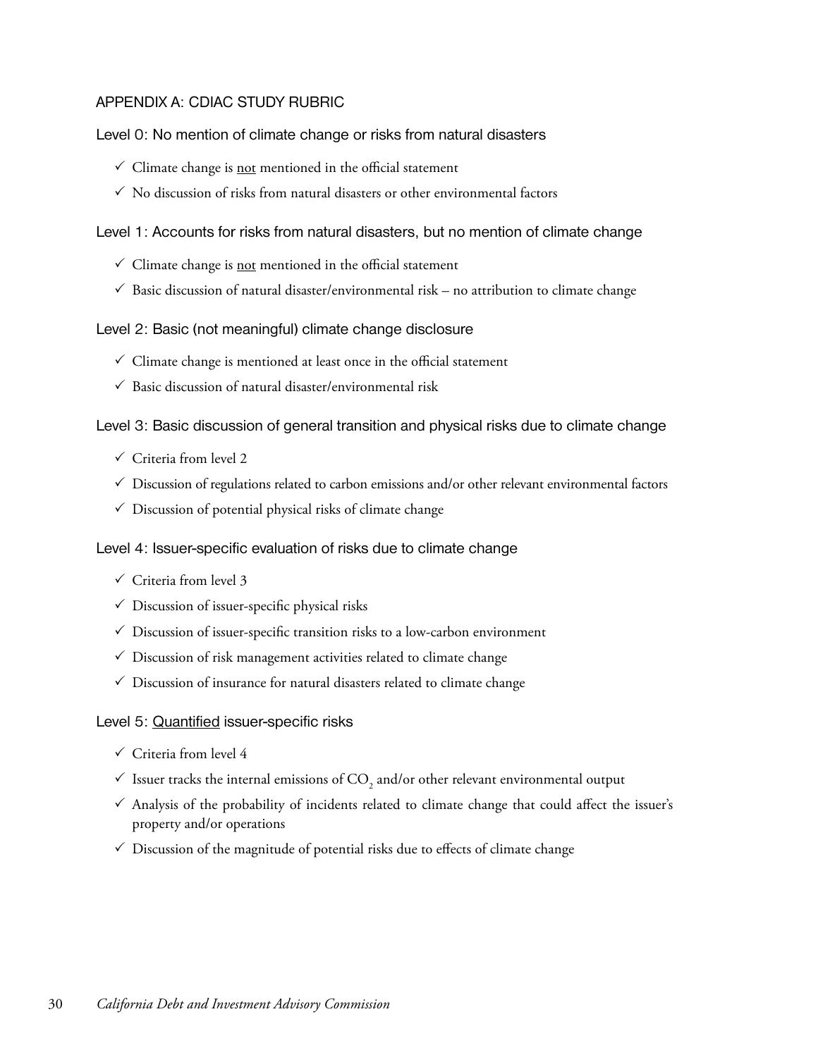## APPENDIX A: CDIAC STUDY RUBRIC

### Level 0: No mention of climate change or risks from natural disasters

- ✓ Climate change is not mentioned in the official statement
- ✓ No discussion of risks from natural disasters or other environmental factors

### Level 1: Accounts for risks from natural disasters, but no mention of climate change

- ✓ Climate change is not mentioned in the official statement
- ✓ Basic discussion of natural disaster/environmental risk – no attribution to climate change

### Level 2: Basic (not meaningful) climate change disclosure

- ✓ Climate change is mentioned at least once in the official statement
- ✓ Basic discussion of natural disaster/environmental risk

### Level 3: Basic discussion of general transition and physical risks due to climate change

- ✓ Criteria from level 2
- ✓ Discussion of regulations related to carbon emissions and/or other relevant environmental factors
- ✓ Discussion of potential physical risks of climate change

### Level 4: Issuer-specific evaluation of risks due to climate change

- ✓ Criteria from level 3
- ✓ Discussion of issuer-specific physical risks
- ✓ Discussion of issuer-specific transition risks to a low-carbon environment
- ✓ Discussion of risk management activities related to climate change
- ✓ Discussion of insurance for natural disasters related to climate change

### Level 5: Quantified issuer-specific risks

- ✓ Criteria from level 4
- ✓ Issuer tracks the internal emissions of $CO_2$ and/or other relevant environmental output
- ✓ Analysis of the probability of incidents related to climate change that could affect the issuer's property and/or operations
- ✓ Discussion of the magnitude of potential risks due to effects of climate change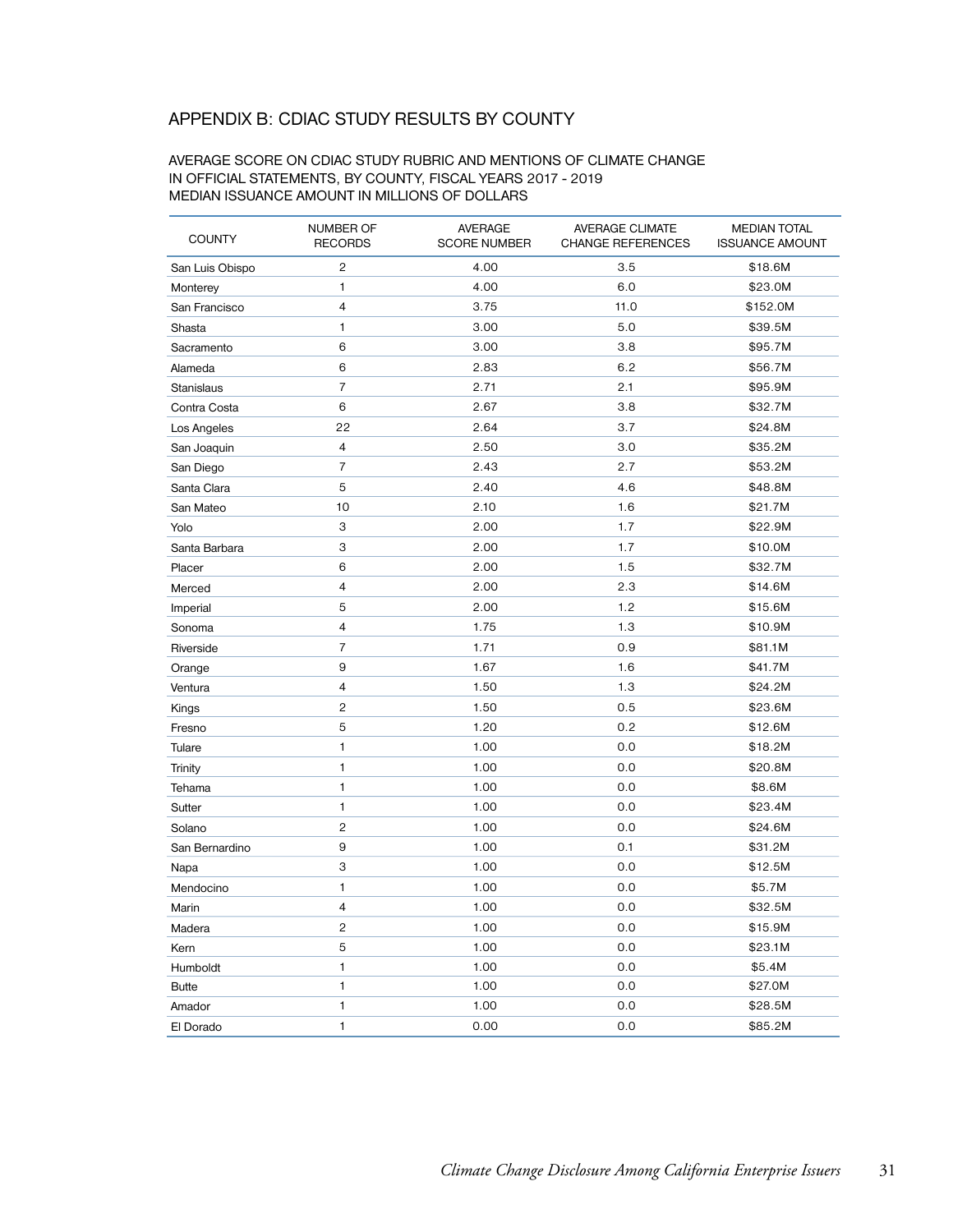## APPENDIX B: CDIAC STUDY RESULTS BY COUNTY

AVERAGE SCORE ON CDIAC STUDY RUBRIC AND MENTIONS OF CLIMATE CHANGE IN OFFICIAL STATEMENTS, BY COUNTY, FISCAL YEARS 2017 - 2019
MEDIAN ISSUANCE AMOUNT IN MILLIONS OF DOLLARS

| COUNTY | NUMBER OF RECORDS | AVERAGE SCORE NUMBER | AVERAGE CLIMATE CHANGE REFERENCES | MEDIAN TOTAL ISSUANCE AMOUNT |
|---|---|---|---|---|
| San Luis Obispo | 2 | 4.00 | 3.5 | $18.6M |
| Monterey | 1 | 4.00 | 6.0 | $23.0M |
| San Francisco | 4 | 3.75 | 11.0 | $152.0M |
| Shasta | 1 | 3.00 | 5.0 | $39.5M |
| Sacramento | 6 | 3.00 | 3.8 | $95.7M |
| Alameda | 6 | 2.83 | 6.2 | $56.7M |
| Stanislaus | 7 | 2.71 | 2.1 | $95.9M |
| Contra Costa | 6 | 2.67 | 3.8 | $32.7M |
| Los Angeles | 22 | 2.64 | 3.7 | $24.8M |
| San Joaquin | 4 | 2.50 | 3.0 | $35.2M |
| San Diego | 7 | 2.43 | 2.7 | $53.2M |
| Santa Clara | 5 | 2.40 | 4.6 | $48.8M |
| San Mateo | 10 | 2.10 | 1.6 | $21.7M |
| Yolo | 3 | 2.00 | 1.7 | $22.9M |
| Santa Barbara | 3 | 2.00 | 1.7 | $10.0M |
| Placer | 6 | 2.00 | 1.5 | $32.7M |
| Merced | 4 | 2.00 | 2.3 | $14.6M |
| Imperial | 5 | 2.00 | 1.2 | $15.6M |
| Sonoma | 4 | 1.75 | 1.3 | $10.9M |
| Riverside | 7 | 1.71 | 0.9 | $81.1M |
| Orange | 9 | 1.67 | 1.6 | $41.7M |
| Ventura | 4 | 1.50 | 1.3 | $24.2M |
| Kings | 2 | 1.50 | 0.5 | $23.6M |
| Fresno | 5 | 1.20 | 0.2 | $12.6M |
| Tulare | 1 | 1.00 | 0.0 | $18.2M |
| Trinity | 1 | 1.00 | 0.0 | $20.8M |
| Tehama | 1 | 1.00 | 0.0 | $8.6M |
| Sutter | 1 | 1.00 | 0.0 | $23.4M |
| Solano | 2 | 1.00 | 0.0 | $24.6M |
| San Bernardino | 9 | 1.00 | 0.1 | $31.2M |
| Napa | 3 | 1.00 | 0.0 | $12.5M |
| Mendocino | 1 | 1.00 | 0.0 | $5.7M |
| Marin | 4 | 1.00 | 0.0 | $32.5M |
| Madera | 2 | 1.00 | 0.0 | $15.9M |
| Kern | 5 | 1.00 | 0.0 | $23.1M |
| Humboldt | 1 | 1.00 | 0.0 | $5.4M |
| Butte | 1 | 1.00 | 0.0 | $27.0M |
| Amador | 1 | 1.00 | 0.0 | $28.5M |
| El Dorado | 1 | 0.00 | 0.0 | $85.2M |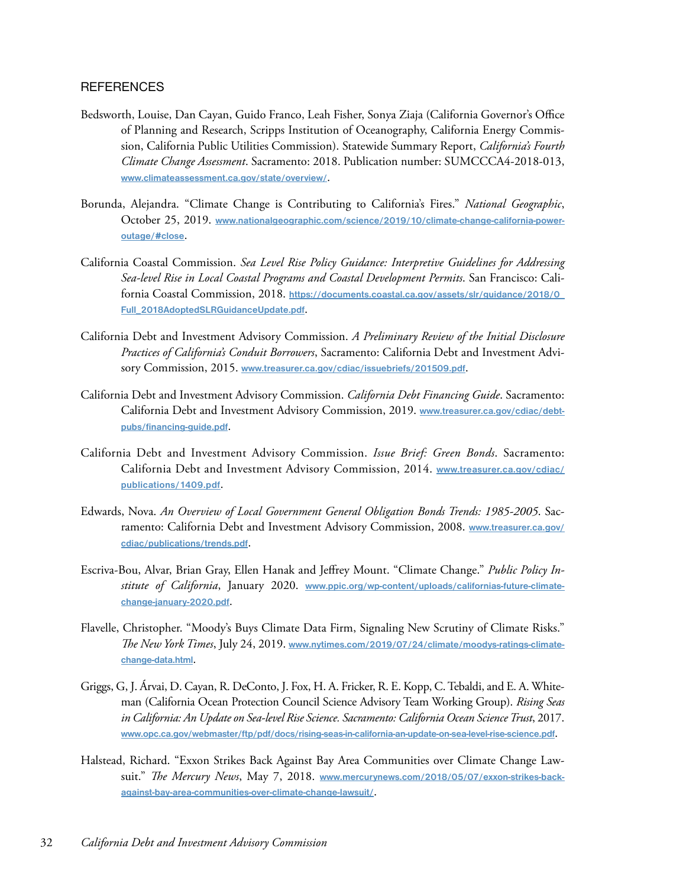## REFERENCES

Bedsworth, Louise, Dan Cayan, Guido Franco, Leah Fisher, Sonya Ziaja (California Governor's Office of Planning and Research, Scripps Institution of Oceanography, California Energy Commission, California Public Utilities Commission). Statewide Summary Report, *California's Fourth Climate Change Assessment*. Sacramento: 2018. Publication number: SUMCCCA4-2018-013, www.climateassessment.ca.gov/state/overview/.

Borunda, Alejandra. "Climate Change is Contributing to California's Fires." *National Geographic*, October 25, 2019. www.nationalgeographic.com/science/2019/10/climate-change-california-power-outage/#close.

California Coastal Commission. *Sea Level Rise Policy Guidance: Interpretive Guidelines for Addressing Sea-level Rise in Local Coastal Programs and Coastal Development Permits*. San Francisco: California Coastal Commission, 2018. https://documents.coastal.ca.gov/assets/slr/guidance/2018/0_Full_2018AdoptedSLRGuidanceUpdate.pdf.

California Debt and Investment Advisory Commission. *A Preliminary Review of the Initial Disclosure Practices of California's Conduit Borrowers*, Sacramento: California Debt and Investment Advisory Commission, 2015. www.treasurer.ca.gov/cdiac/issuebriefs/201509.pdf.

California Debt and Investment Advisory Commission. *California Debt Financing Guide*. Sacramento: California Debt and Investment Advisory Commission, 2019. www.treasurer.ca.gov/cdiac/debtpubs/financing-guide.pdf.

California Debt and Investment Advisory Commission. *Issue Brief: Green Bonds*. Sacramento: California Debt and Investment Advisory Commission, 2014. www.treasurer.ca.gov/cdiac/publications/1409.pdf.

Edwards, Nova. *An Overview of Local Government General Obligation Bonds Trends: 1985-2005*. Sacramento: California Debt and Investment Advisory Commission, 2008. www.treasurer.ca.gov/cdiac/publications/trends.pdf.

Escriva-Bou, Alvar, Brian Gray, Ellen Hanak and Jeffrey Mount. "Climate Change." *Public Policy Institute of California*, January 2020. www.ppic.org/wp-content/uploads/californias-future-climate-change-january-2020.pdf.

Flavelle, Christopher. "Moody's Buys Climate Data Firm, Signaling New Scrutiny of Climate Risks." *The New York Times*, July 24, 2019. www.nytimes.com/2019/07/24/climate/moodys-ratings-climate-change-data.html.

Griggs, G, J. Árvai, D. Cayan, R. DeConto, J. Fox, H. A. Fricker, R. E. Kopp, C. Tebaldi, and E. A. Whiteman (California Ocean Protection Council Science Advisory Team Working Group). *Rising Seas in California: An Update on Sea-level Rise Science. Sacramento: California Ocean Science Trust*, 2017. www.opc.ca.gov/webmaster/ftp/pdf/docs/rising-seas-in-california-an-update-on-sea-level-rise-science.pdf.

Halstead, Richard. "Exxon Strikes Back Against Bay Area Communities over Climate Change Lawsuit." *The Mercury News*, May 7, 2018. www.mercurynews.com/2018/05/07/exxon-strikes-back-against-bay-area-communities-over-climate-change-lawsuit/.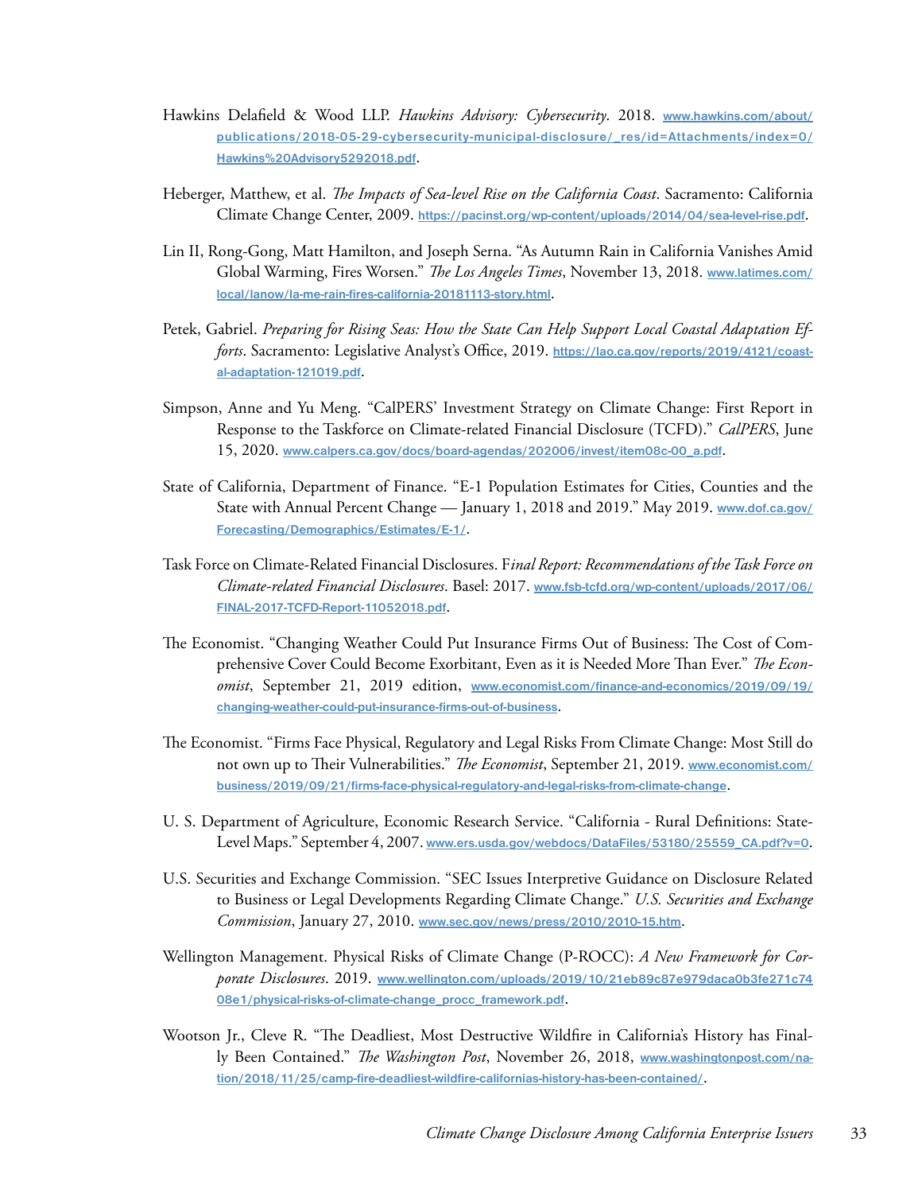Hawkins Delafield & Wood LLP. *Hawkins Advisory: Cybersecurity*. 2018. www.hawkins.com/about/publications/2018-05-29-cybersecurity-municipal-disclosure/_res/id=Attachments/index=0/Hawkins%20Advisory5292018.pdf.

Heberger, Matthew, et al. *The Impacts of Sea-level Rise on the California Coast*. Sacramento: California Climate Change Center, 2009. https://pacinst.org/wp-content/uploads/2014/04/sea-level-rise.pdf.

Lin II, Rong-Gong, Matt Hamilton, and Joseph Serna. "As Autumn Rain in California Vanishes Amid Global Warming, Fires Worsen." *The Los Angeles Times*, November 13, 2018. www.latimes.com/local/lanow/la-me-rain-fires-california-20181113-story.html.

Petek, Gabriel. *Preparing for Rising Seas: How the State Can Help Support Local Coastal Adaptation Efforts*. Sacramento: Legislative Analyst's Office, 2019. https://lao.ca.gov/reports/2019/4121/coastal-adaptation-121019.pdf.

Simpson, Anne and Yu Meng. "CalPERS' Investment Strategy on Climate Change: First Report in Response to the Taskforce on Climate-related Financial Disclosure (TCFD)." *CalPERS*, June 15, 2020. www.calpers.ca.gov/docs/board-agendas/202006/invest/item08c-00_a.pdf.

State of California, Department of Finance. "E-1 Population Estimates for Cities, Counties and the State with Annual Percent Change — January 1, 2018 and 2019." May 2019. www.dof.ca.gov/Forecasting/Demographics/Estimates/E-1/.

Task Force on Climate-Related Financial Disclosures. F*inal Report: Recommendations of the Task Force on Climate-related Financial Disclosures*. Basel: 2017. www.fsb-tcfd.org/wp-content/uploads/2017/06/FINAL-2017-TCFD-Report-11052018.pdf.

The Economist. "Changing Weather Could Put Insurance Firms Out of Business: The Cost of Comprehensive Cover Could Become Exorbitant, Even as it is Needed More Than Ever." *The Economist*, September 21, 2019 edition, www.economist.com/finance-and-economics/2019/09/19/changing-weather-could-put-insurance-firms-out-of-business.

The Economist. "Firms Face Physical, Regulatory and Legal Risks From Climate Change: Most Still do not own up to Their Vulnerabilities." *The Economist*, September 21, 2019. www.economist.com/business/2019/09/21/firms-face-physical-regulatory-and-legal-risks-from-climate-change.

U. S. Department of Agriculture, Economic Research Service. "California - Rural Definitions: State-Level Maps." September 4, 2007. www.ers.usda.gov/webdocs/DataFiles/53180/25559_CA.pdf?v=0.

U.S. Securities and Exchange Commission. "SEC Issues Interpretive Guidance on Disclosure Related to Business or Legal Developments Regarding Climate Change." *U.S. Securities and Exchange Commission*, January 27, 2010. www.sec.gov/news/press/2010/2010-15.htm.

Wellington Management. Physical Risks of Climate Change (P-ROCC): *A New Framework for Corporate Disclosures*. 2019. www.wellington.com/uploads/2019/10/21eb89c87e979daca0b3fe271c7408e1/physical-risks-of-climate-change_procc_framework.pdf.

Wootson Jr., Cleve R. "The Deadliest, Most Destructive Wildfire in California's History has Finally Been Contained." *The Washington Post*, November 26, 2018, www.washingtonpost.com/nation/2018/11/25/camp-fire-deadliest-wildfire-californias-history-has-been-contained/.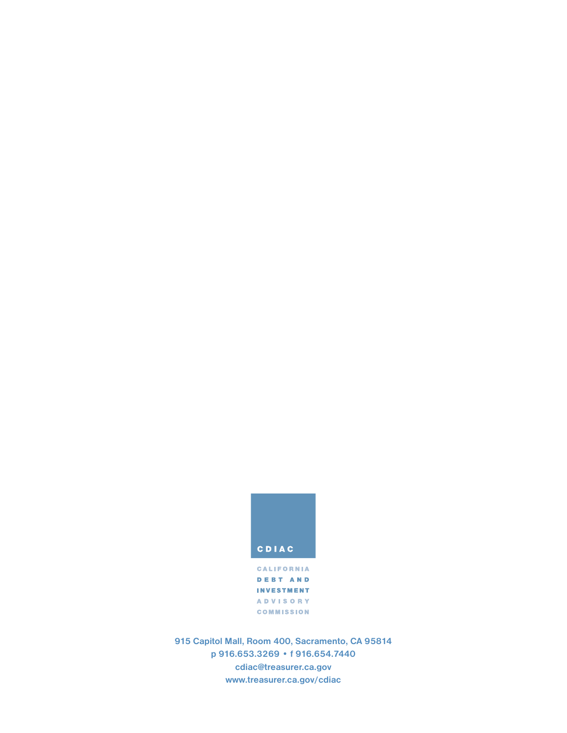CDIAC

CALIFORNIA
DEBT AND
INVESTMENT
ADVISORY
COMMISSION

915 Capitol Mall, Room 400, Sacramento, CA 95814
p 916.653.3269 • f 916.654.7440
cdiac@treasurer.ca.gov
www.treasurer.ca.gov/cdiac